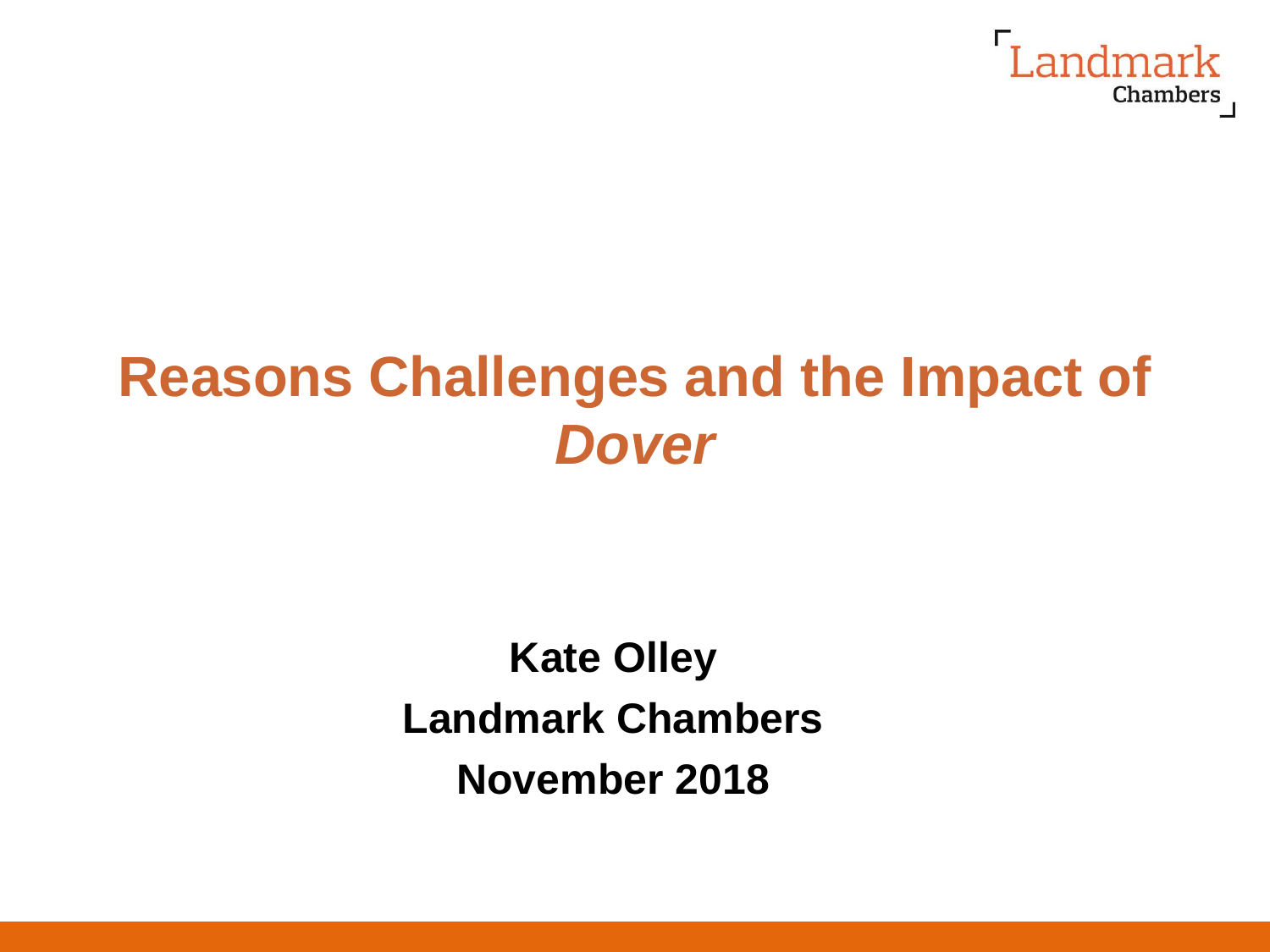# Reasons Challenges and the Impact of *Dover*

**Kate Olley**

**Landmark Chambers**

**November 2018**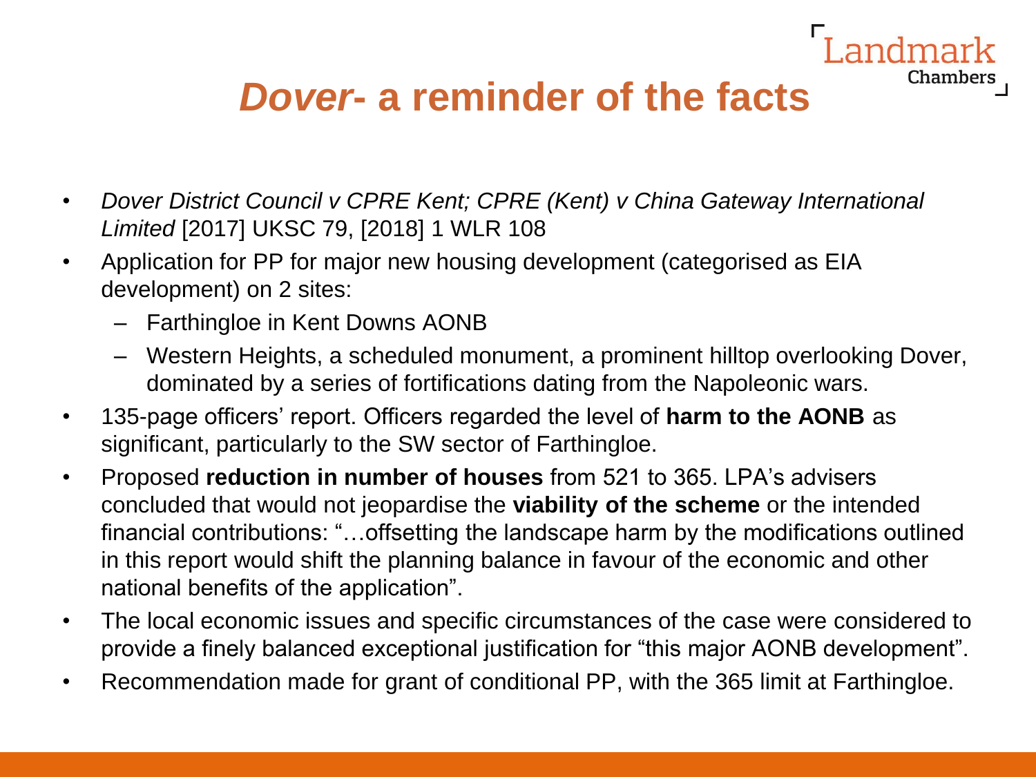# *Dover*- a reminder of the facts

- *Dover District Council v CPRE Kent; CPRE (Kent) v China Gateway International Limited* [2017] UKSC 79, [2018] 1 WLR 108
- Application for PP for major new housing development (categorised as EIA development) on 2 sites:
  - Farthingloe in Kent Downs AONB
  - Western Heights, a scheduled monument, a prominent hilltop overlooking Dover, dominated by a series of fortifications dating from the Napoleonic wars.
- 135-page officers' report. Officers regarded the level of **harm to the AONB** as significant, particularly to the SW sector of Farthingloe.
- Proposed **reduction in number of houses** from 521 to 365. LPA's advisers concluded that would not jeopardise the **viability of the scheme** or the intended financial contributions: "…offsetting the landscape harm by the modifications outlined in this report would shift the planning balance in favour of the economic and other national benefits of the application".
- The local economic issues and specific circumstances of the case were considered to provide a finely balanced exceptional justification for "this major AONB development".
- Recommendation made for grant of conditional PP, with the 365 limit at Farthingloe.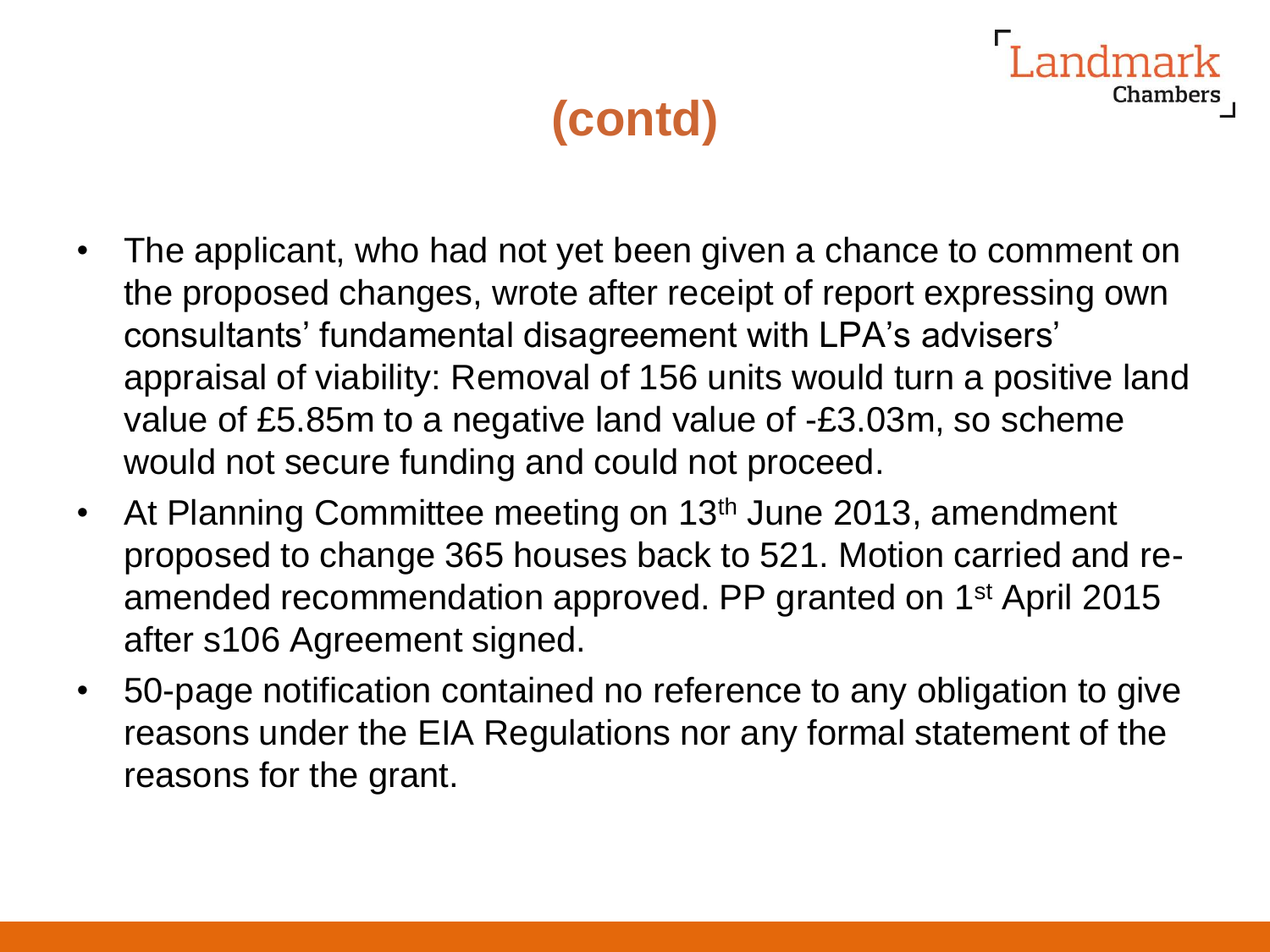# (contd)

- The applicant, who had not yet been given a chance to comment on the proposed changes, wrote after receipt of report expressing own consultants' fundamental disagreement with LPA's advisers' appraisal of viability: Removal of 156 units would turn a positive land value of £5.85m to a negative land value of -£3.03m, so scheme would not secure funding and could not proceed.
- At Planning Committee meeting on 13th June 2013, amendment proposed to change 365 houses back to 521. Motion carried and re-amended recommendation approved. PP granted on 1st April 2015 after s106 Agreement signed.
- 50-page notification contained no reference to any obligation to give reasons under the EIA Regulations nor any formal statement of the reasons for the grant.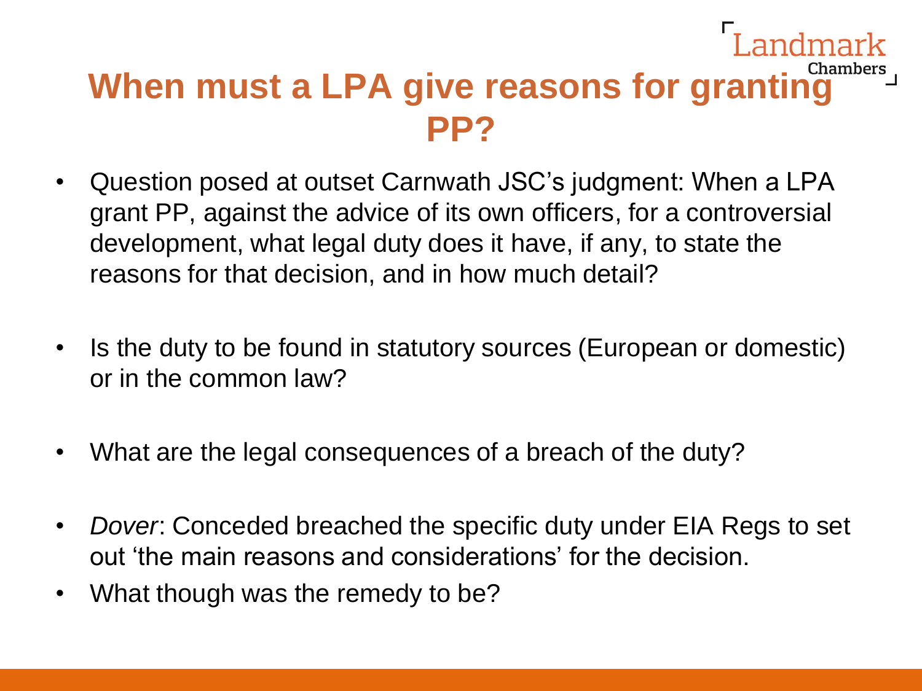# When must a LPA give reasons for granting PP?

- Question posed at outset Carnwath JSC's judgment: When a LPA grant PP, against the advice of its own officers, for a controversial development, what legal duty does it have, if any, to state the reasons for that decision, and in how much detail?

- Is the duty to be found in statutory sources (European or domestic) or in the common law?

- What are the legal consequences of a breach of the duty?

- *Dover*: Conceded breached the specific duty under EIA Regs to set out 'the main reasons and considerations' for the decision.
- What though was the remedy to be?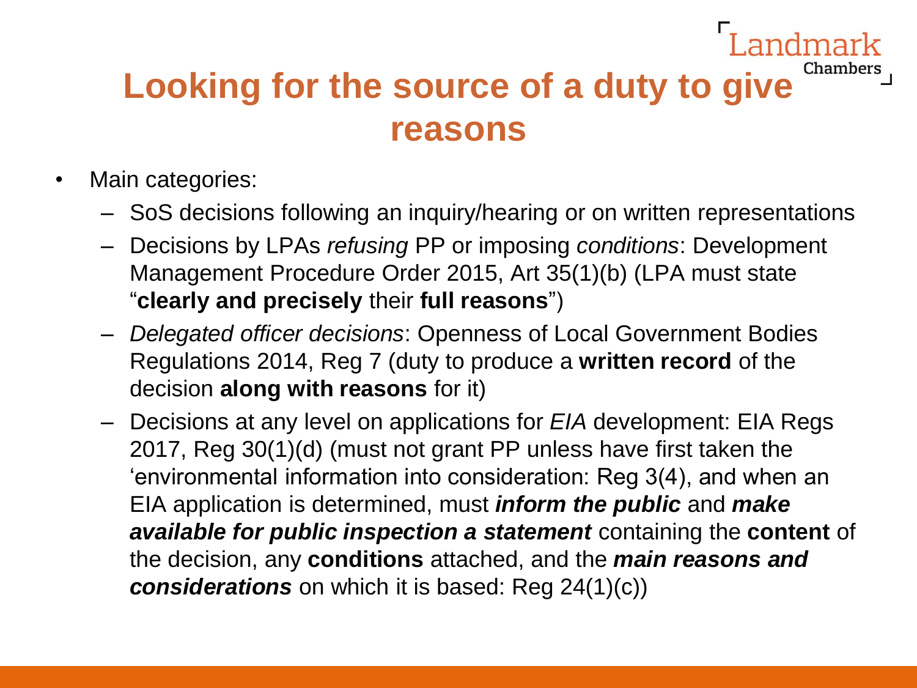# Looking for the source of a duty to give reasons

- Main categories:
  - SoS decisions following an inquiry/hearing or on written representations
  - Decisions by LPAs *refusing* PP or imposing *conditions*: Development Management Procedure Order 2015, Art 35(1)(b) (LPA must state "**clearly and precisely** their **full reasons**")
  - *Delegated officer decisions*: Openness of Local Government Bodies Regulations 2014, Reg 7 (duty to produce a **written record** of the decision **along with reasons** for it)
  - Decisions at any level on applications for *EIA* development: EIA Regs 2017, Reg 30(1)(d) (must not grant PP unless have first taken the 'environmental information into consideration: Reg 3(4), and when an EIA application is determined, must ***inform the public*** and ***make available for public inspection a statement*** containing the **content** of the decision, any **conditions** attached, and the ***main reasons and considerations*** on which it is based: Reg 24(1)(c))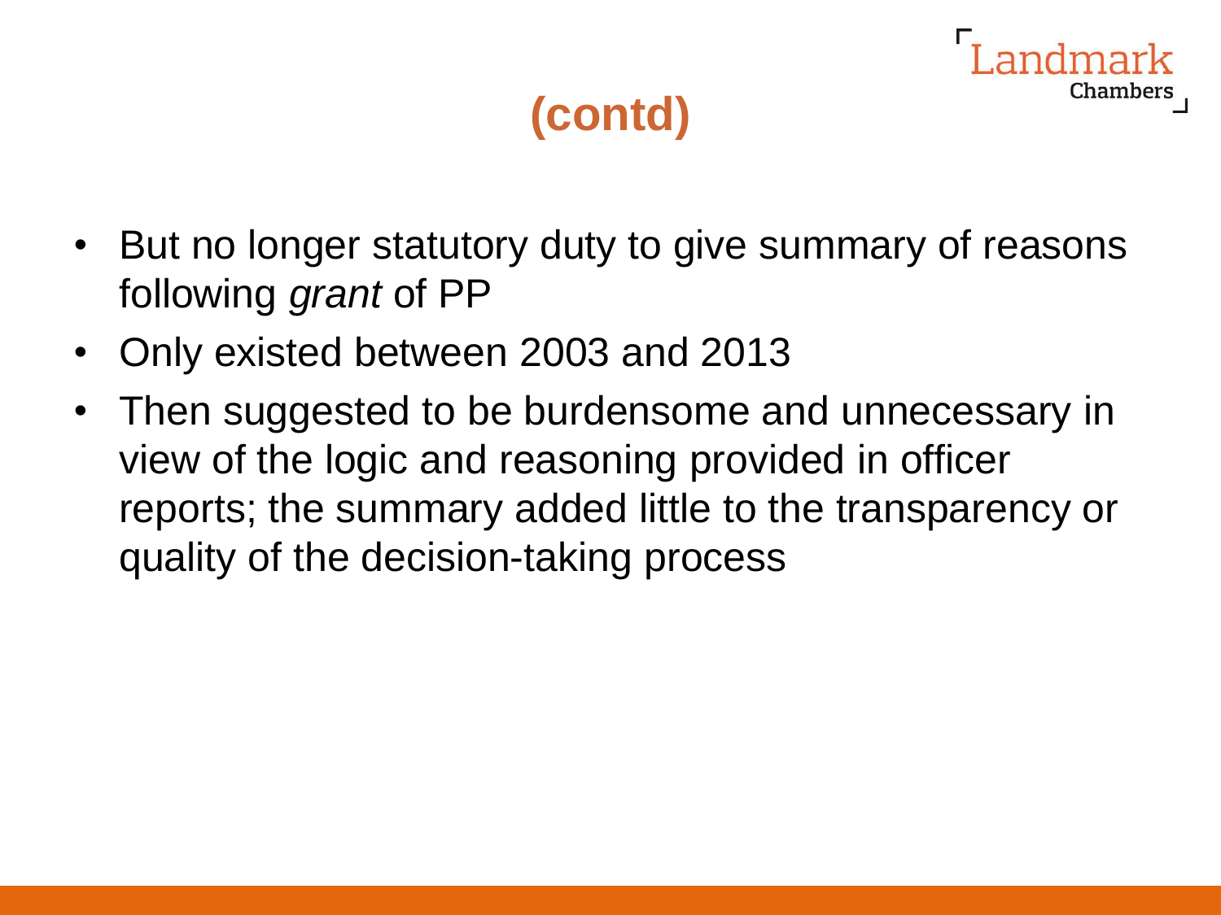# (contd)

- But no longer statutory duty to give summary of reasons following *grant* of PP
- Only existed between 2003 and 2013
- Then suggested to be burdensome and unnecessary in view of the logic and reasoning provided in officer reports; the summary added little to the transparency or quality of the decision-taking process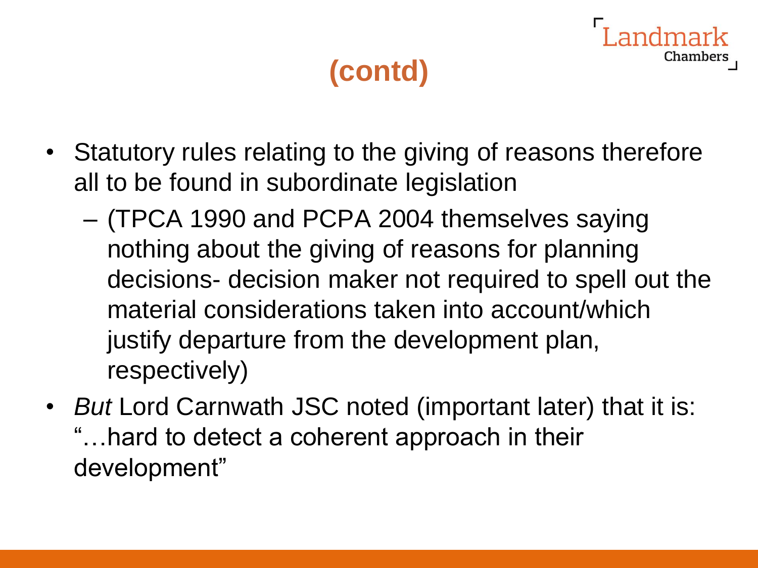# (contd)

- Statutory rules relating to the giving of reasons therefore all to be found in subordinate legislation
  - (TPCA 1990 and PCPA 2004 themselves saying nothing about the giving of reasons for planning decisions- decision maker not required to spell out the material considerations taken into account/which justify departure from the development plan, respectively)
- *But* Lord Carnwath JSC noted (important later) that it is: "…hard to detect a coherent approach in their development"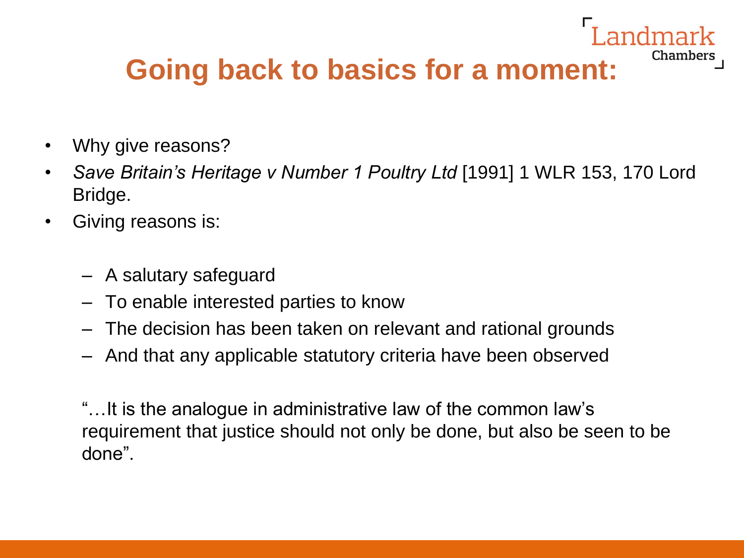# Going back to basics for a moment:

- Why give reasons?
- *Save Britain's Heritage v Number 1 Poultry Ltd* [1991] 1 WLR 153, 170 Lord Bridge.
- Giving reasons is:
  - A salutary safeguard
  - To enable interested parties to know
  - The decision has been taken on relevant and rational grounds
  - And that any applicable statutory criteria have been observed

"…It is the analogue in administrative law of the common law's requirement that justice should not only be done, but also be seen to be done".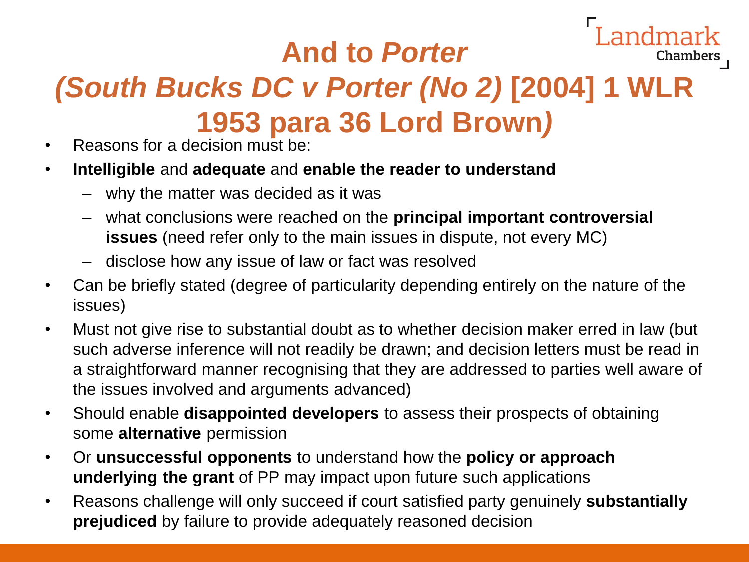# And to *Porter*

## *(South Bucks DC v Porter (No 2)* [2004] 1 WLR 1953 para 36 Lord Brown*)*

- Reasons for a decision must be:
- **Intelligible** and **adequate** and **enable the reader to understand**
  - why the matter was decided as it was
  - what conclusions were reached on the **principal important controversial issues** (need refer only to the main issues in dispute, not every MC)
  - disclose how any issue of law or fact was resolved
- Can be briefly stated (degree of particularity depending entirely on the nature of the issues)
- Must not give rise to substantial doubt as to whether decision maker erred in law (but such adverse inference will not readily be drawn; and decision letters must be read in a straightforward manner recognising that they are addressed to parties well aware of the issues involved and arguments advanced)
- Should enable **disappointed developers** to assess their prospects of obtaining some **alternative** permission
- Or **unsuccessful opponents** to understand how the **policy or approach underlying the grant** of PP may impact upon future such applications
- Reasons challenge will only succeed if court satisfied party genuinely **substantially prejudiced** by failure to provide adequately reasoned decision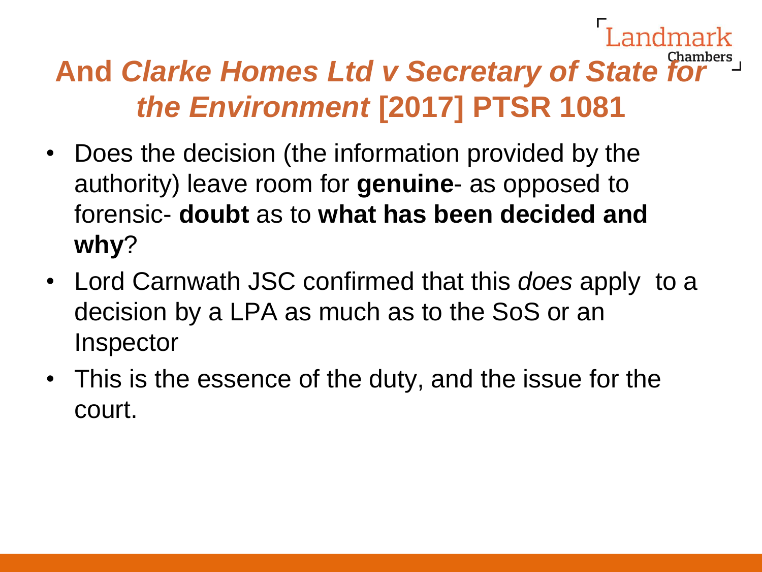# And *Clarke Homes Ltd v Secretary of State for the Environment* [2017] PTSR 1081

- Does the decision (the information provided by the authority) leave room for **genuine**- as opposed to forensic- **doubt** as to **what has been decided and why**?
- Lord Carnwath JSC confirmed that this *does* apply to a decision by a LPA as much as to the SoS or an Inspector
- This is the essence of the duty, and the issue for the court.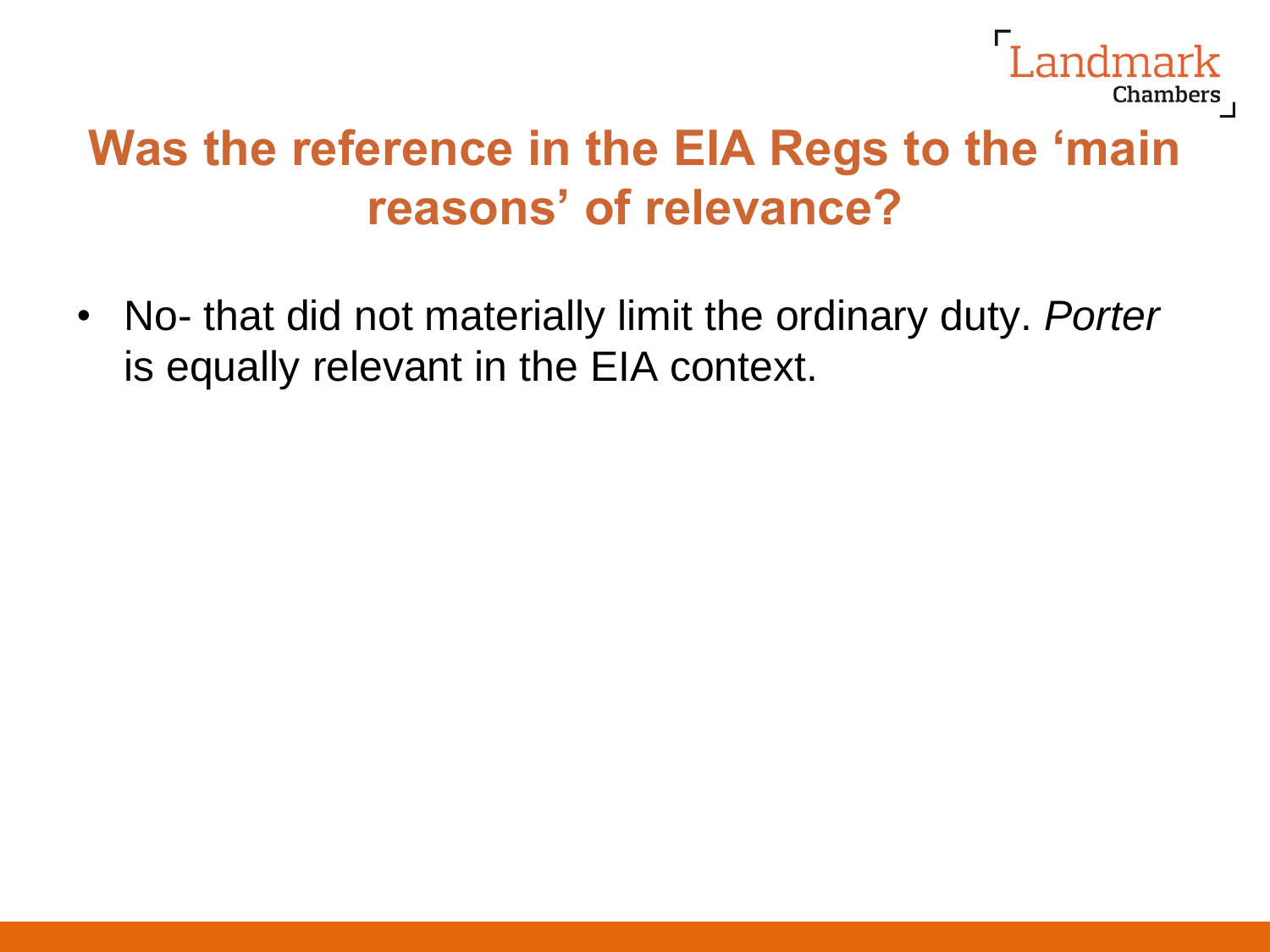# Was the reference in the EIA Regs to the 'main reasons' of relevance?

- No- that did not materially limit the ordinary duty. *Porter* is equally relevant in the EIA context.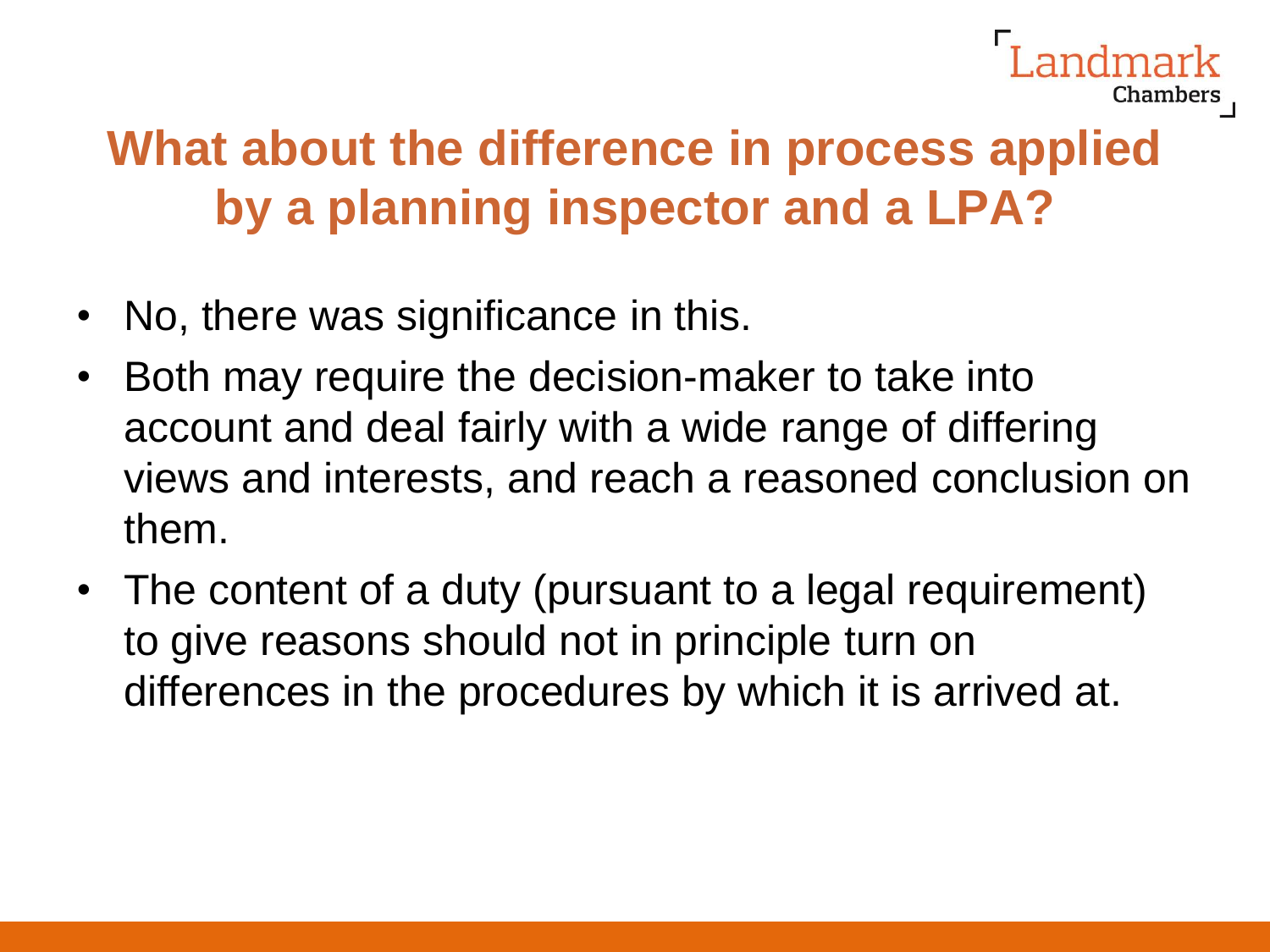# What about the difference in process applied by a planning inspector and a LPA?

- No, there was significance in this.
- Both may require the decision-maker to take into account and deal fairly with a wide range of differing views and interests, and reach a reasoned conclusion on them.
- The content of a duty (pursuant to a legal requirement) to give reasons should not in principle turn on differences in the procedures by which it is arrived at.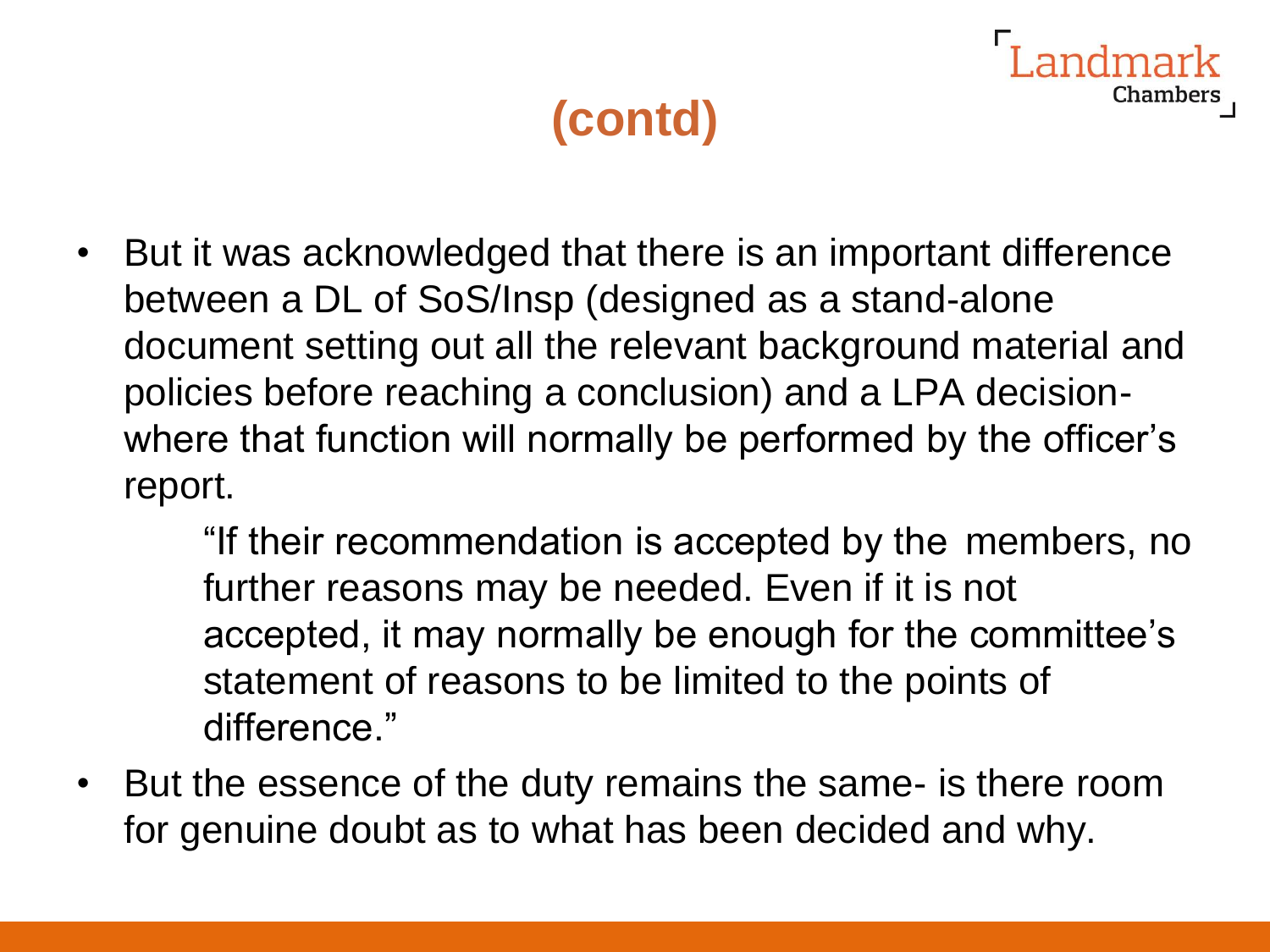# (contd)

- But it was acknowledged that there is an important difference between a DL of SoS/Insp (designed as a stand-alone document setting out all the relevant background material and policies before reaching a conclusion) and a LPA decision- where that function will normally be performed by the officer's report.

  > "If their recommendation is accepted by the members, no further reasons may be needed. Even if it is not accepted, it may normally be enough for the committee's statement of reasons to be limited to the points of difference."

- But the essence of the duty remains the same- is there room for genuine doubt as to what has been decided and why.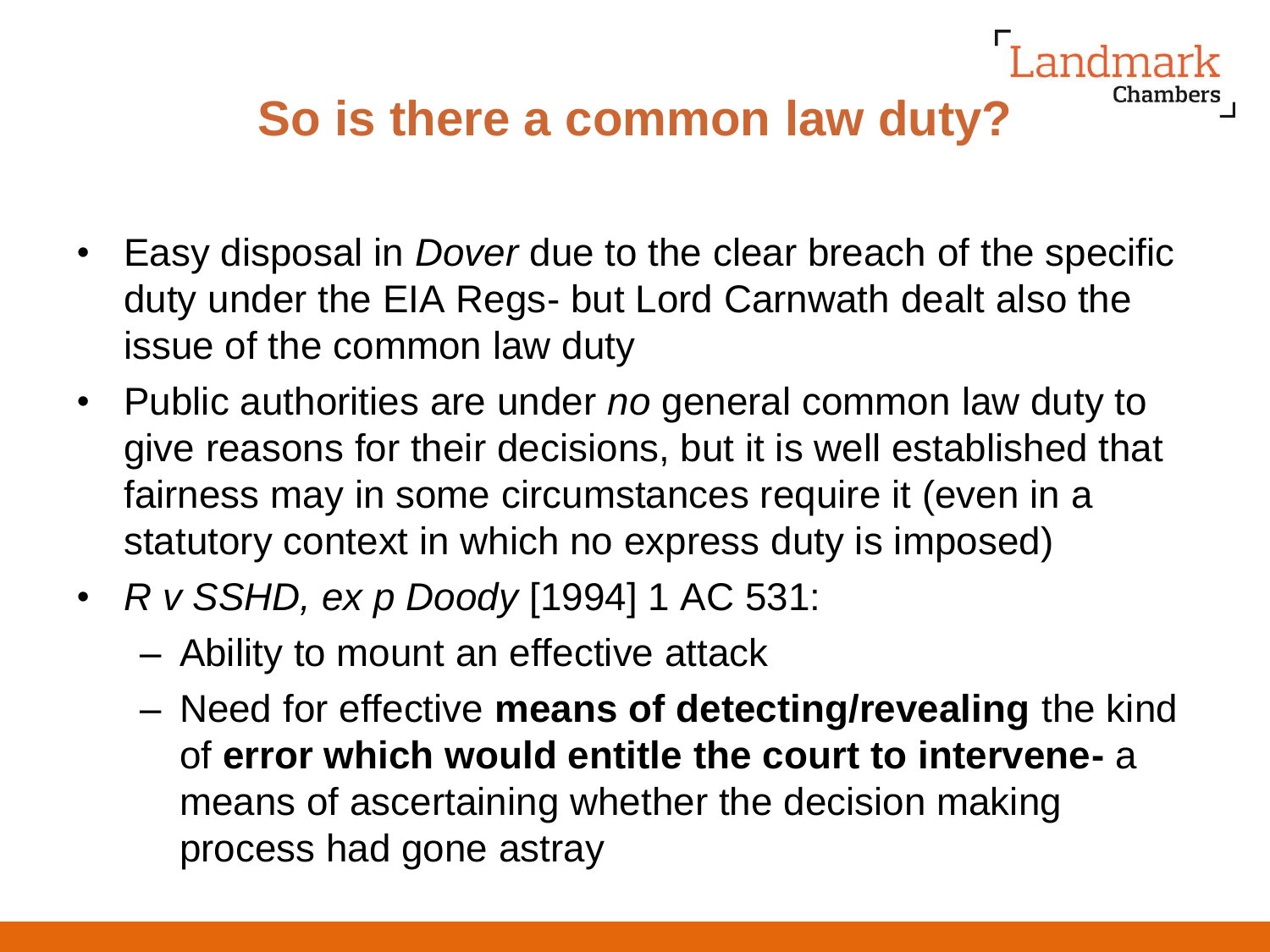# So is there a common law duty?

- Easy disposal in *Dover* due to the clear breach of the specific duty under the EIA Regs- but Lord Carnwath dealt also the issue of the common law duty
- Public authorities are under *no* general common law duty to give reasons for their decisions, but it is well established that fairness may in some circumstances require it (even in a statutory context in which no express duty is imposed)
- *R v SSHD, ex p Doody* [1994] 1 AC 531:
  - Ability to mount an effective attack
  - Need for effective **means of detecting/revealing** the kind of **error which would entitle the court to intervene-** a means of ascertaining whether the decision making process had gone astray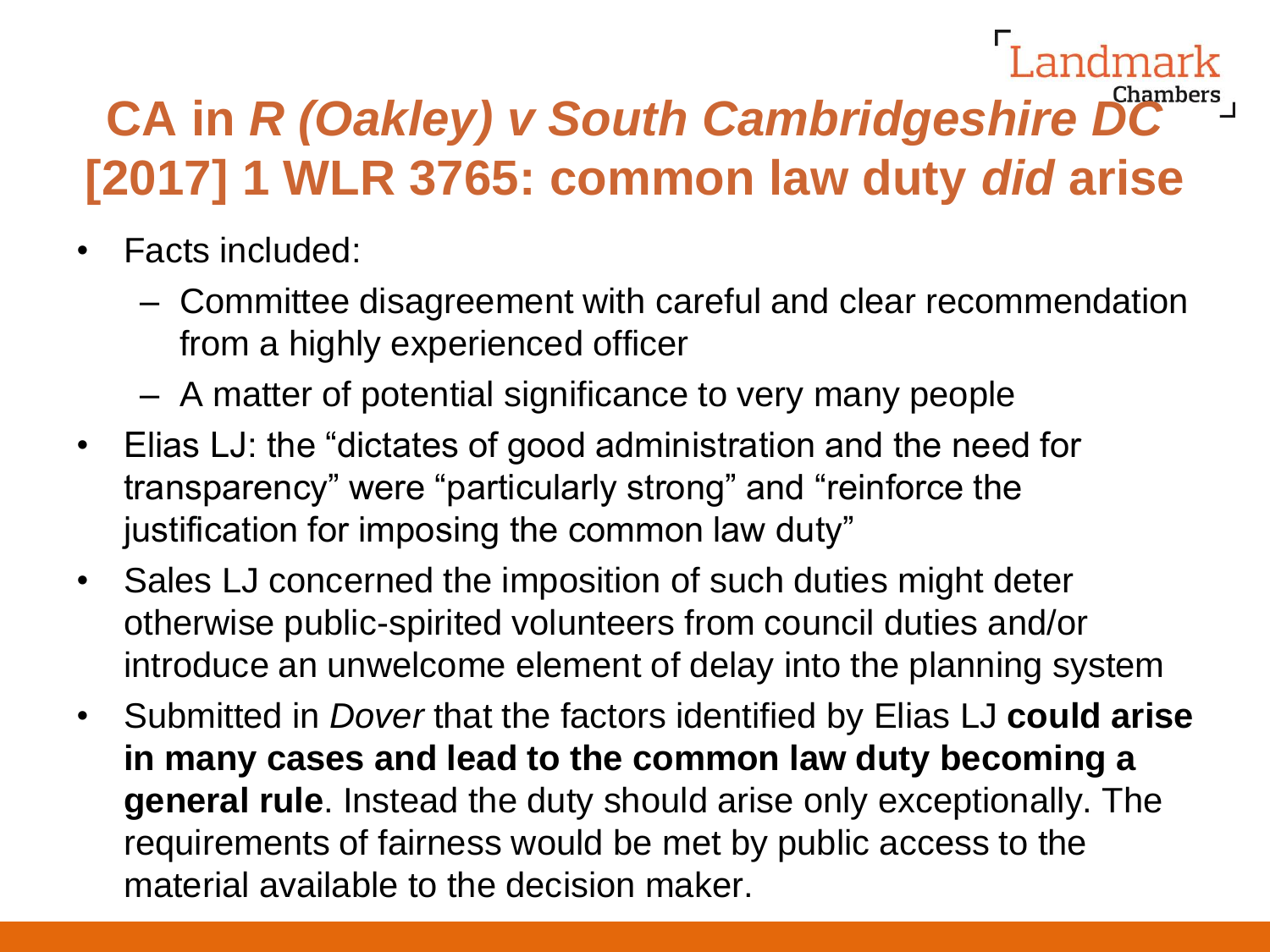# CA in *R (Oakley) v South Cambridgeshire DC* [2017] 1 WLR 3765: common law duty *did* arise

- Facts included:
  - Committee disagreement with careful and clear recommendation from a highly experienced officer
  - A matter of potential significance to very many people
- Elias LJ: the "dictates of good administration and the need for transparency" were "particularly strong" and "reinforce the justification for imposing the common law duty"
- Sales LJ concerned the imposition of such duties might deter otherwise public-spirited volunteers from council duties and/or introduce an unwelcome element of delay into the planning system
- Submitted in *Dover* that the factors identified by Elias LJ **could arise in many cases and lead to the common law duty becoming a general rule**. Instead the duty should arise only exceptionally. The requirements of fairness would be met by public access to the material available to the decision maker.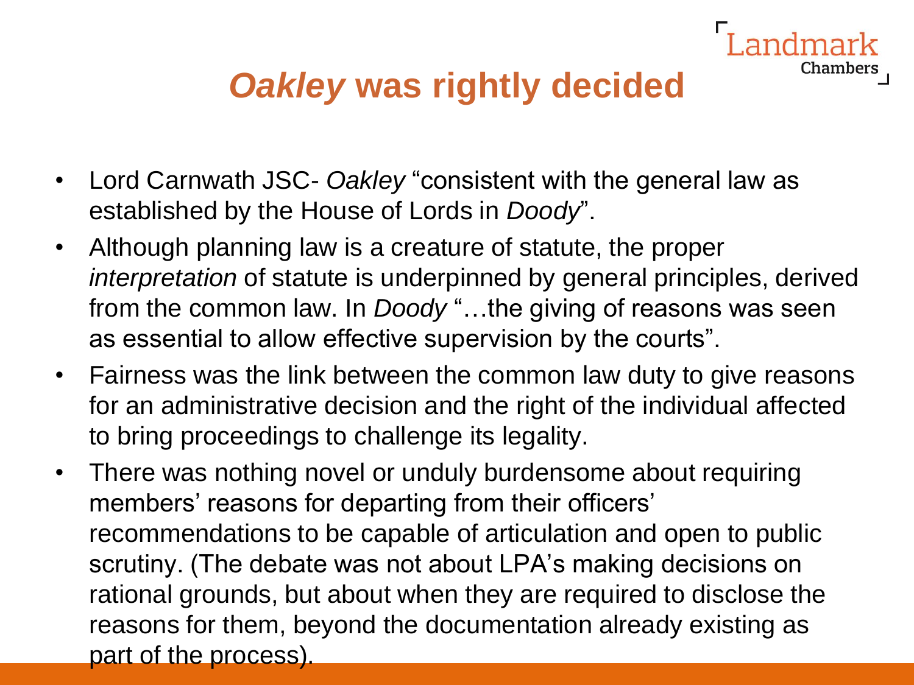# *Oakley* was rightly decided

- Lord Carnwath JSC- *Oakley* "consistent with the general law as established by the House of Lords in *Doody*".
- Although planning law is a creature of statute, the proper *interpretation* of statute is underpinned by general principles, derived from the common law. In *Doody* "…the giving of reasons was seen as essential to allow effective supervision by the courts".
- Fairness was the link between the common law duty to give reasons for an administrative decision and the right of the individual affected to bring proceedings to challenge its legality.
- There was nothing novel or unduly burdensome about requiring members' reasons for departing from their officers' recommendations to be capable of articulation and open to public scrutiny. (The debate was not about LPA's making decisions on rational grounds, but about when they are required to disclose the reasons for them, beyond the documentation already existing as part of the process).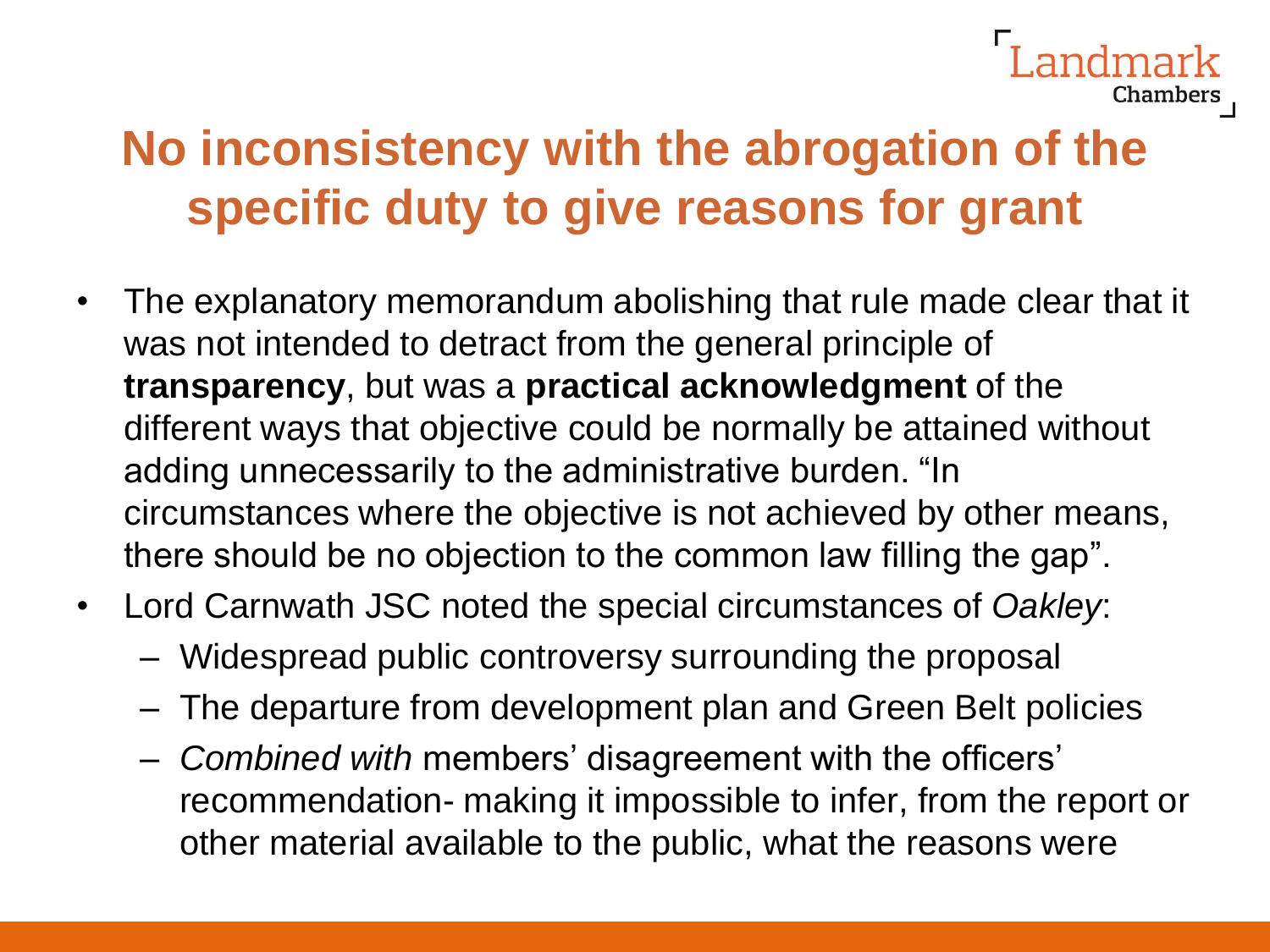# No inconsistency with the abrogation of the specific duty to give reasons for grant

- The explanatory memorandum abolishing that rule made clear that it was not intended to detract from the general principle of **transparency**, but was a **practical acknowledgment** of the different ways that objective could be normally be attained without adding unnecessarily to the administrative burden. "In circumstances where the objective is not achieved by other means, there should be no objection to the common law filling the gap".
- Lord Carnwath JSC noted the special circumstances of *Oakley*:
  - Widespread public controversy surrounding the proposal
  - The departure from development plan and Green Belt policies
  - *Combined with* members' disagreement with the officers' recommendation- making it impossible to infer, from the report or other material available to the public, what the reasons were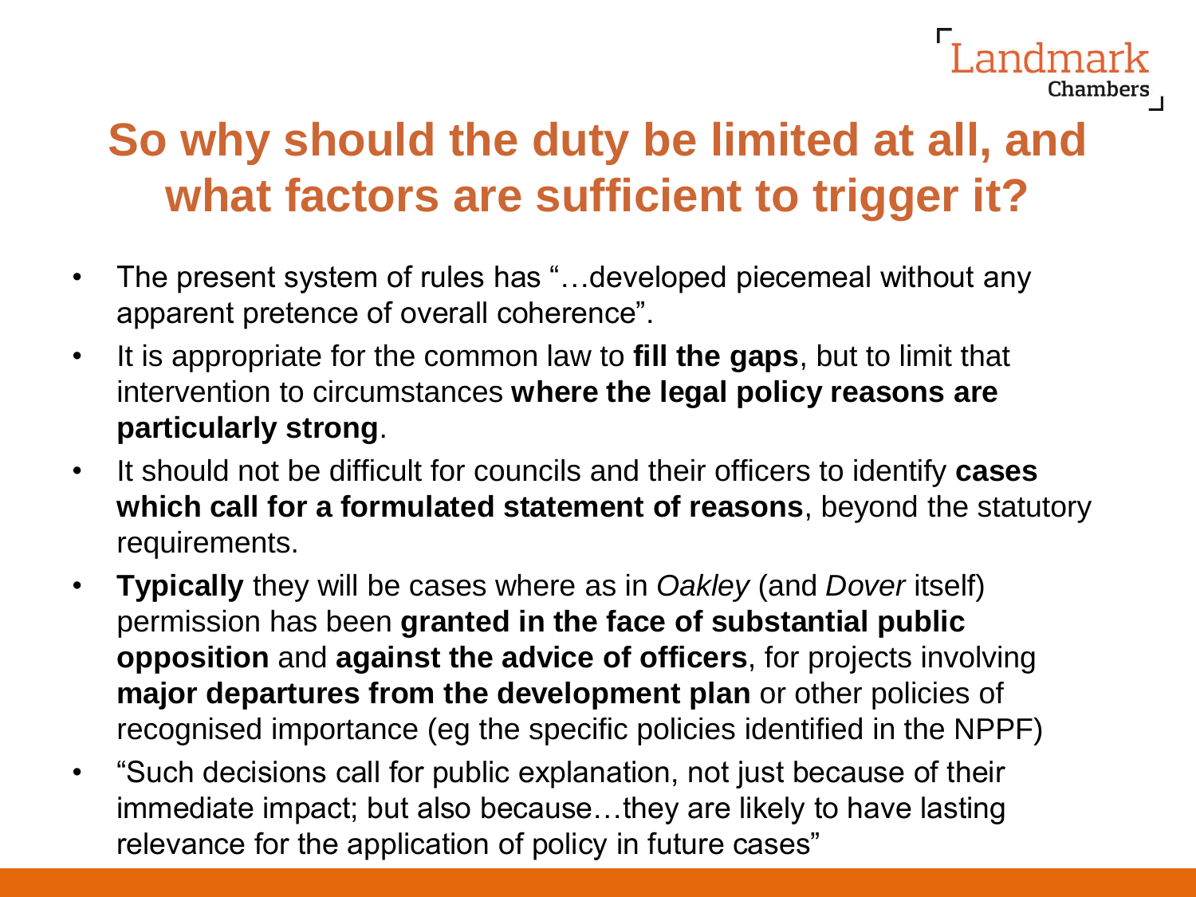# So why should the duty be limited at all, and what factors are sufficient to trigger it?

- The present system of rules has "…developed piecemeal without any apparent pretence of overall coherence".
- It is appropriate for the common law to **fill the gaps**, but to limit that intervention to circumstances **where the legal policy reasons are particularly strong**.
- It should not be difficult for councils and their officers to identify **cases which call for a formulated statement of reasons**, beyond the statutory requirements.
- **Typically** they will be cases where as in *Oakley* (and *Dover* itself) permission has been **granted in the face of substantial public opposition** and **against the advice of officers**, for projects involving **major departures from the development plan** or other policies of recognised importance (eg the specific policies identified in the NPPF)
- "Such decisions call for public explanation, not just because of their immediate impact; but also because…they are likely to have lasting relevance for the application of policy in future cases"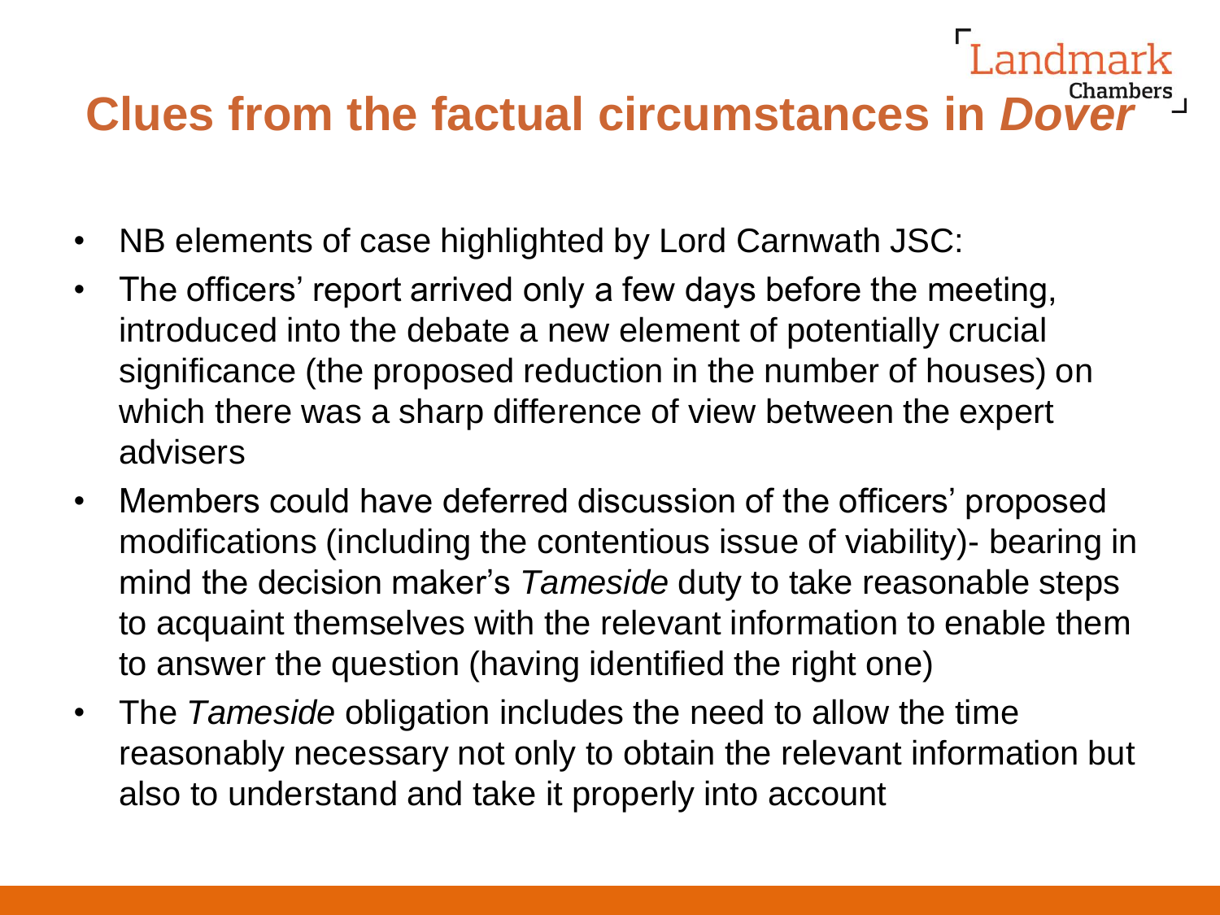# Clues from the factual circumstances in *Dover*

- NB elements of case highlighted by Lord Carnwath JSC:
- The officers' report arrived only a few days before the meeting, introduced into the debate a new element of potentially crucial significance (the proposed reduction in the number of houses) on which there was a sharp difference of view between the expert advisers
- Members could have deferred discussion of the officers' proposed modifications (including the contentious issue of viability)- bearing in mind the decision maker's *Tameside* duty to take reasonable steps to acquaint themselves with the relevant information to enable them to answer the question (having identified the right one)
- The *Tameside* obligation includes the need to allow the time reasonably necessary not only to obtain the relevant information but also to understand and take it properly into account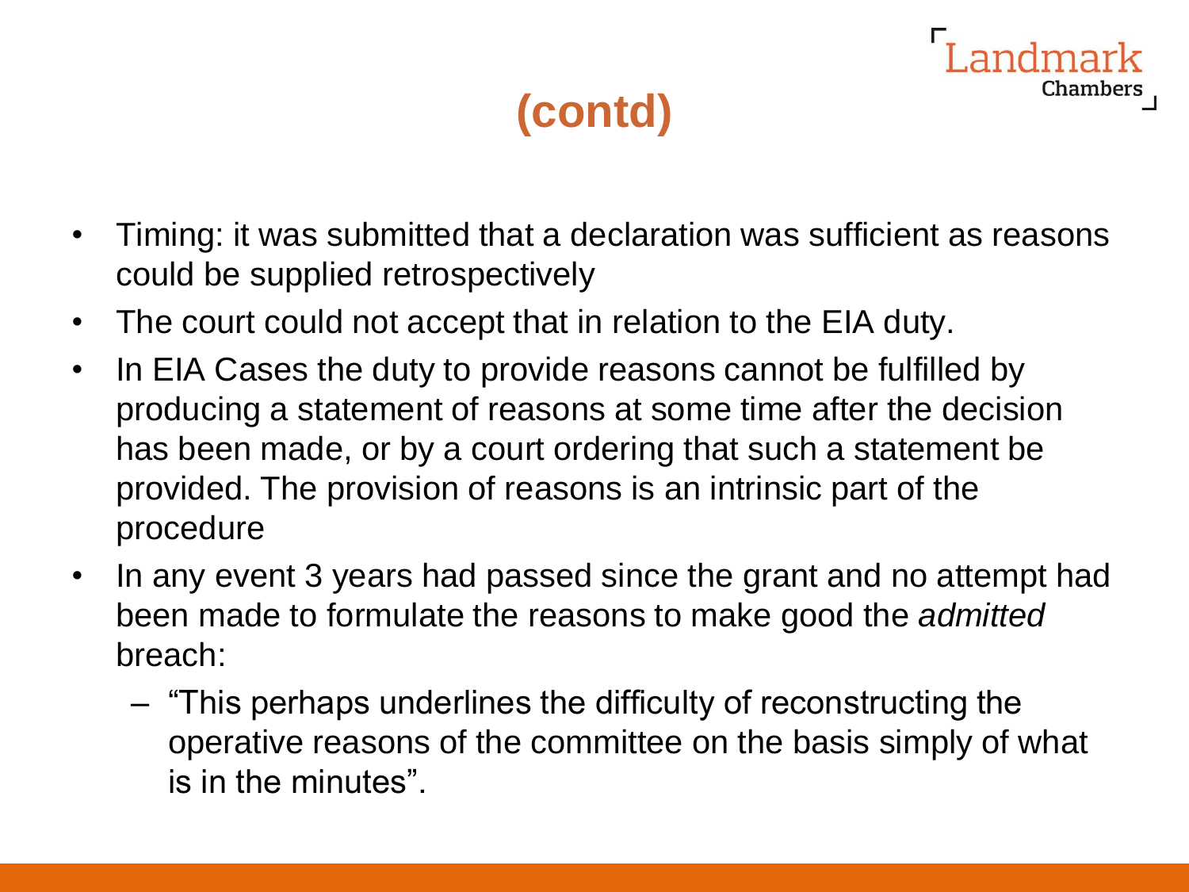# (contd)

- Timing: it was submitted that a declaration was sufficient as reasons could be supplied retrospectively
- The court could not accept that in relation to the EIA duty.
- In EIA Cases the duty to provide reasons cannot be fulfilled by producing a statement of reasons at some time after the decision has been made, or by a court ordering that such a statement be provided. The provision of reasons is an intrinsic part of the procedure
- In any event 3 years had passed since the grant and no attempt had been made to formulate the reasons to make good the *admitted* breach:
  - "This perhaps underlines the difficulty of reconstructing the operative reasons of the committee on the basis simply of what is in the minutes".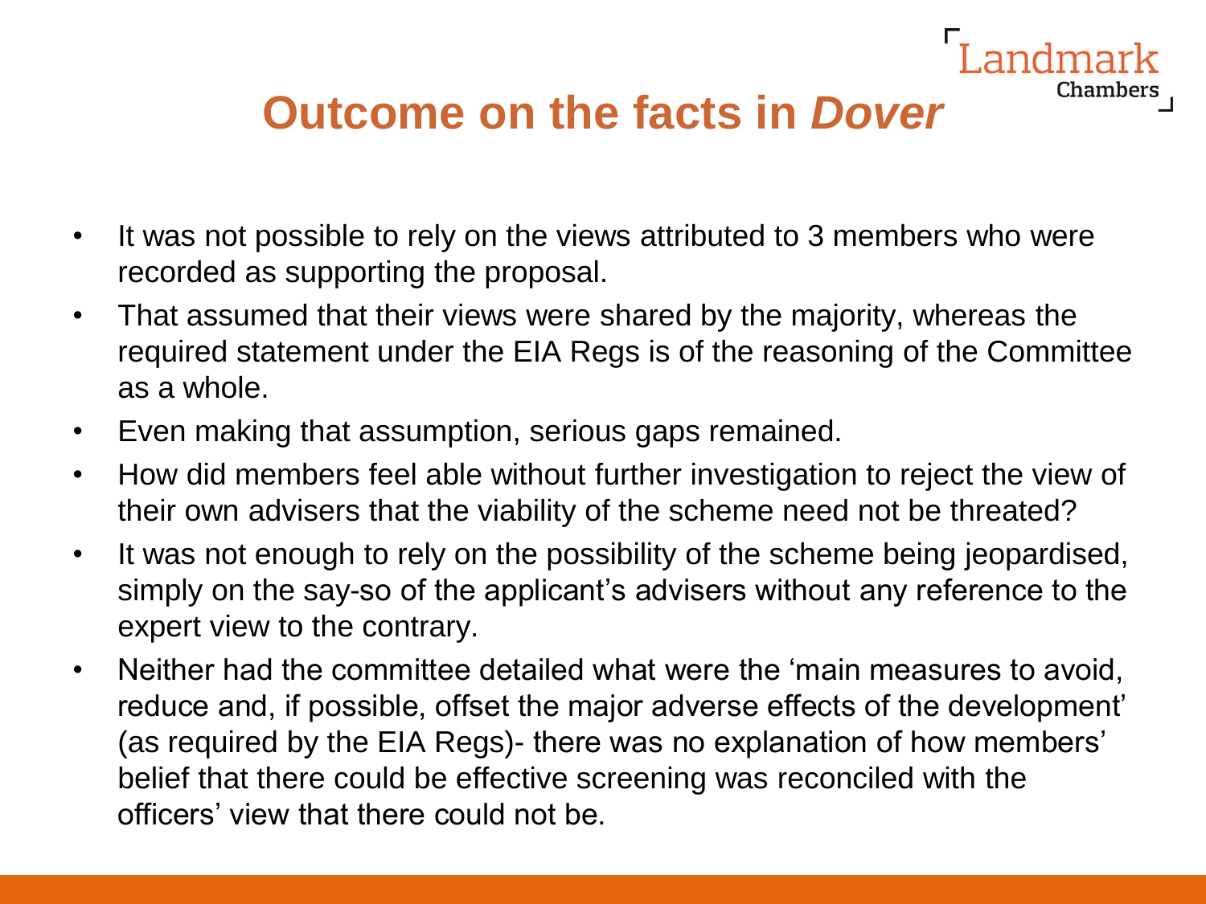# Outcome on the facts in *Dover*

- It was not possible to rely on the views attributed to 3 members who were recorded as supporting the proposal.
- That assumed that their views were shared by the majority, whereas the required statement under the EIA Regs is of the reasoning of the Committee as a whole.
- Even making that assumption, serious gaps remained.
- How did members feel able without further investigation to reject the view of their own advisers that the viability of the scheme need not be threated?
- It was not enough to rely on the possibility of the scheme being jeopardised, simply on the say-so of the applicant's advisers without any reference to the expert view to the contrary.
- Neither had the committee detailed what were the 'main measures to avoid, reduce and, if possible, offset the major adverse effects of the development' (as required by the EIA Regs)- there was no explanation of how members' belief that there could be effective screening was reconciled with the officers' view that there could not be.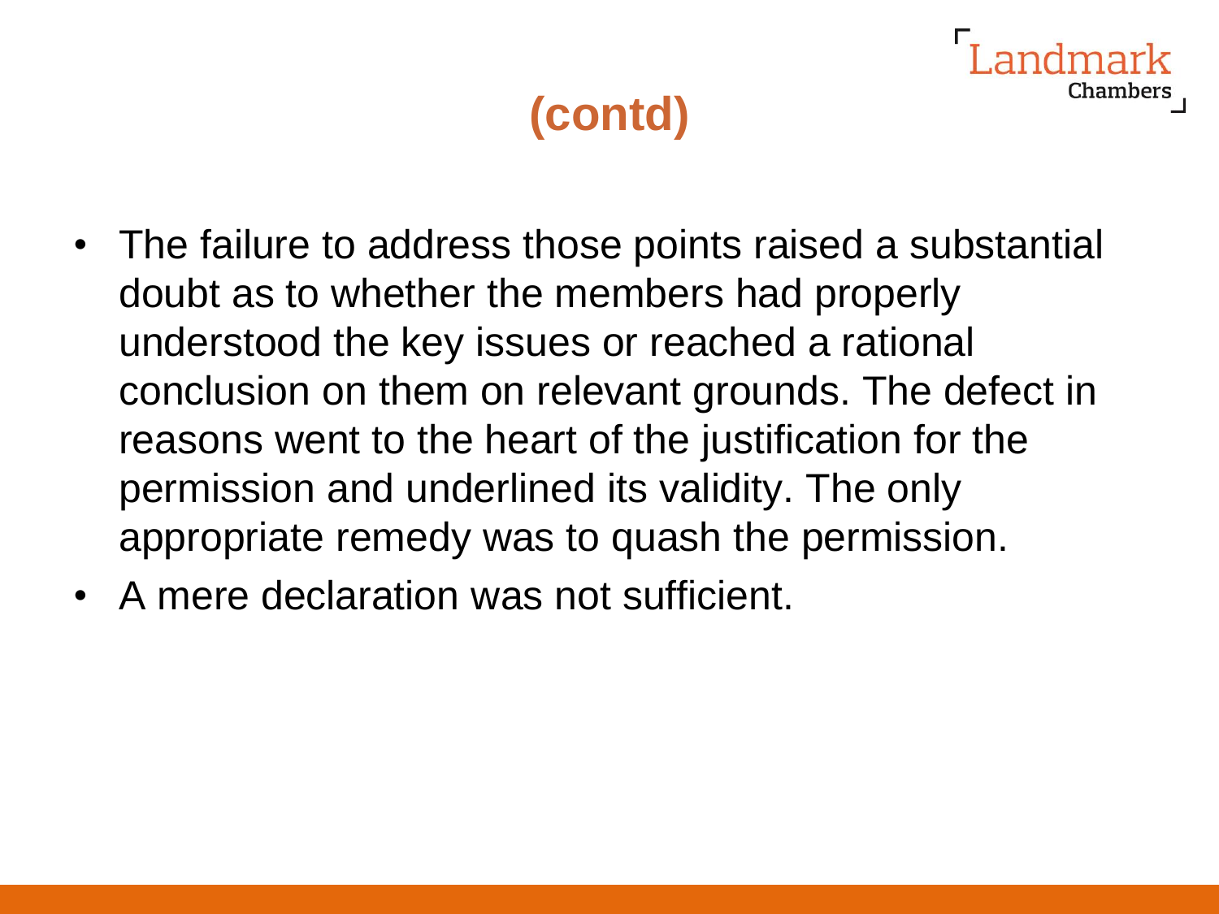# (contd)

- The failure to address those points raised a substantial doubt as to whether the members had properly understood the key issues or reached a rational conclusion on them on relevant grounds. The defect in reasons went to the heart of the justification for the permission and underlined its validity. The only appropriate remedy was to quash the permission.
- A mere declaration was not sufficient.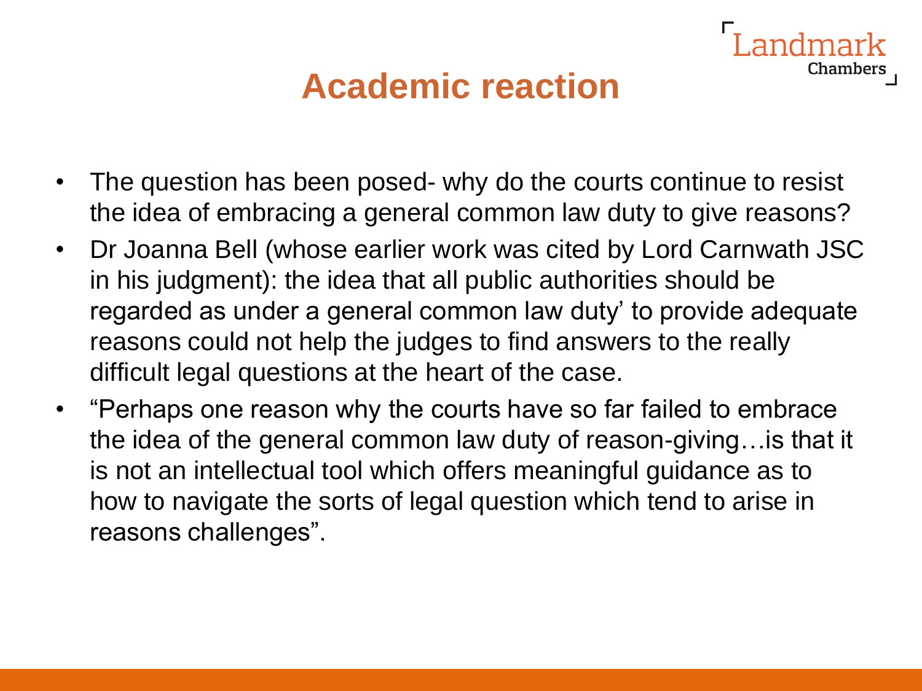# Academic reaction

- The question has been posed- why do the courts continue to resist the idea of embracing a general common law duty to give reasons?
- Dr Joanna Bell (whose earlier work was cited by Lord Carnwath JSC in his judgment): the idea that all public authorities should be regarded as under a general common law duty' to provide adequate reasons could not help the judges to find answers to the really difficult legal questions at the heart of the case.
- "Perhaps one reason why the courts have so far failed to embrace the idea of the general common law duty of reason-giving…is that it is not an intellectual tool which offers meaningful guidance as to how to navigate the sorts of legal question which tend to arise in reasons challenges".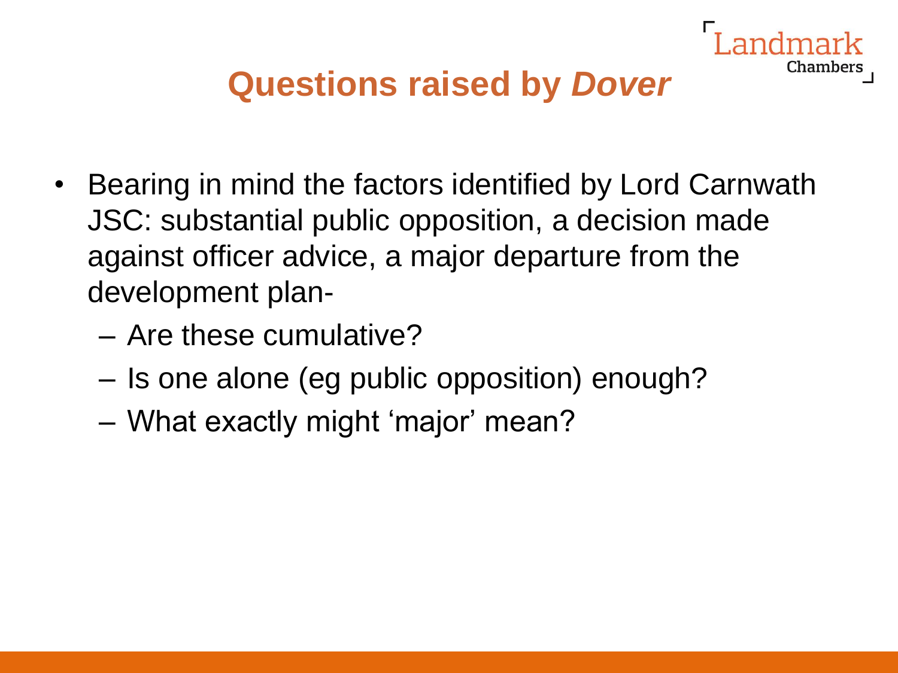## Questions raised by *Dover*

- Bearing in mind the factors identified by Lord Carnwath JSC: substantial public opposition, a decision made against officer advice, a major departure from the development plan-
  - Are these cumulative?
  - Is one alone (eg public opposition) enough?
  - What exactly might 'major' mean?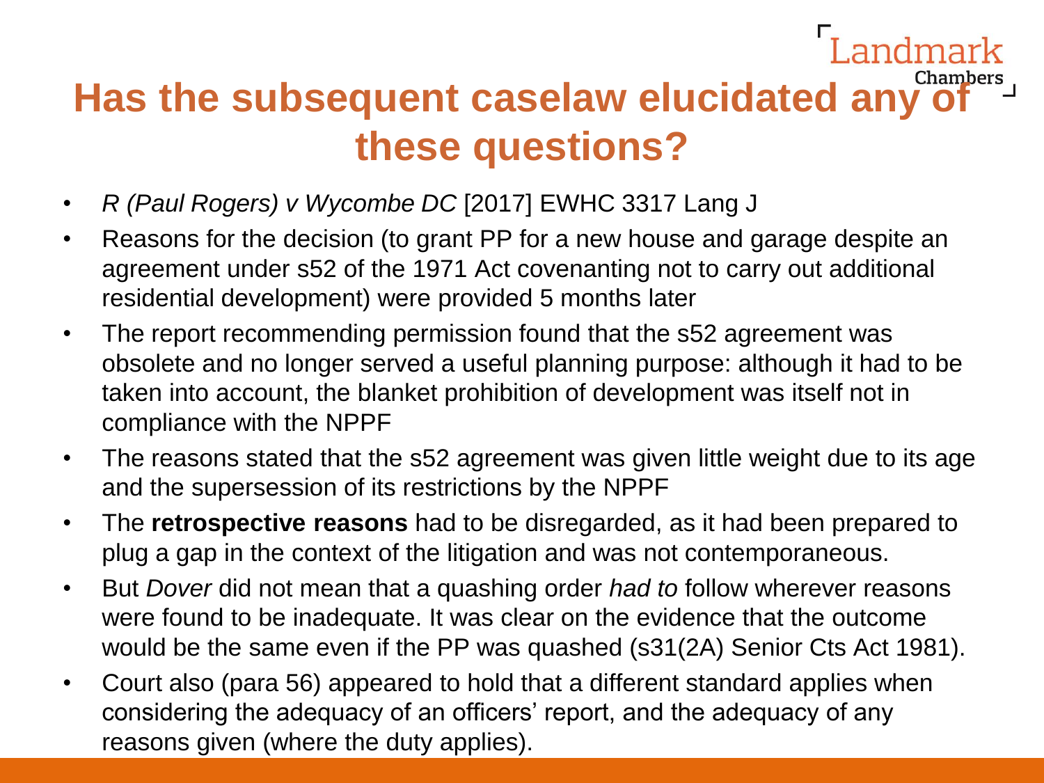# Has the subsequent caselaw elucidated any of these questions?

- *R (Paul Rogers) v Wycombe DC* [2017] EWHC 3317 Lang J
- Reasons for the decision (to grant PP for a new house and garage despite an agreement under s52 of the 1971 Act covenanting not to carry out additional residential development) were provided 5 months later
- The report recommending permission found that the s52 agreement was obsolete and no longer served a useful planning purpose: although it had to be taken into account, the blanket prohibition of development was itself not in compliance with the NPPF
- The reasons stated that the s52 agreement was given little weight due to its age and the supersession of its restrictions by the NPPF
- The **retrospective reasons** had to be disregarded, as it had been prepared to plug a gap in the context of the litigation and was not contemporaneous.
- But *Dover* did not mean that a quashing order *had to* follow wherever reasons were found to be inadequate. It was clear on the evidence that the outcome would be the same even if the PP was quashed (s31(2A) Senior Cts Act 1981).
- Court also (para 56) appeared to hold that a different standard applies when considering the adequacy of an officers' report, and the adequacy of any reasons given (where the duty applies).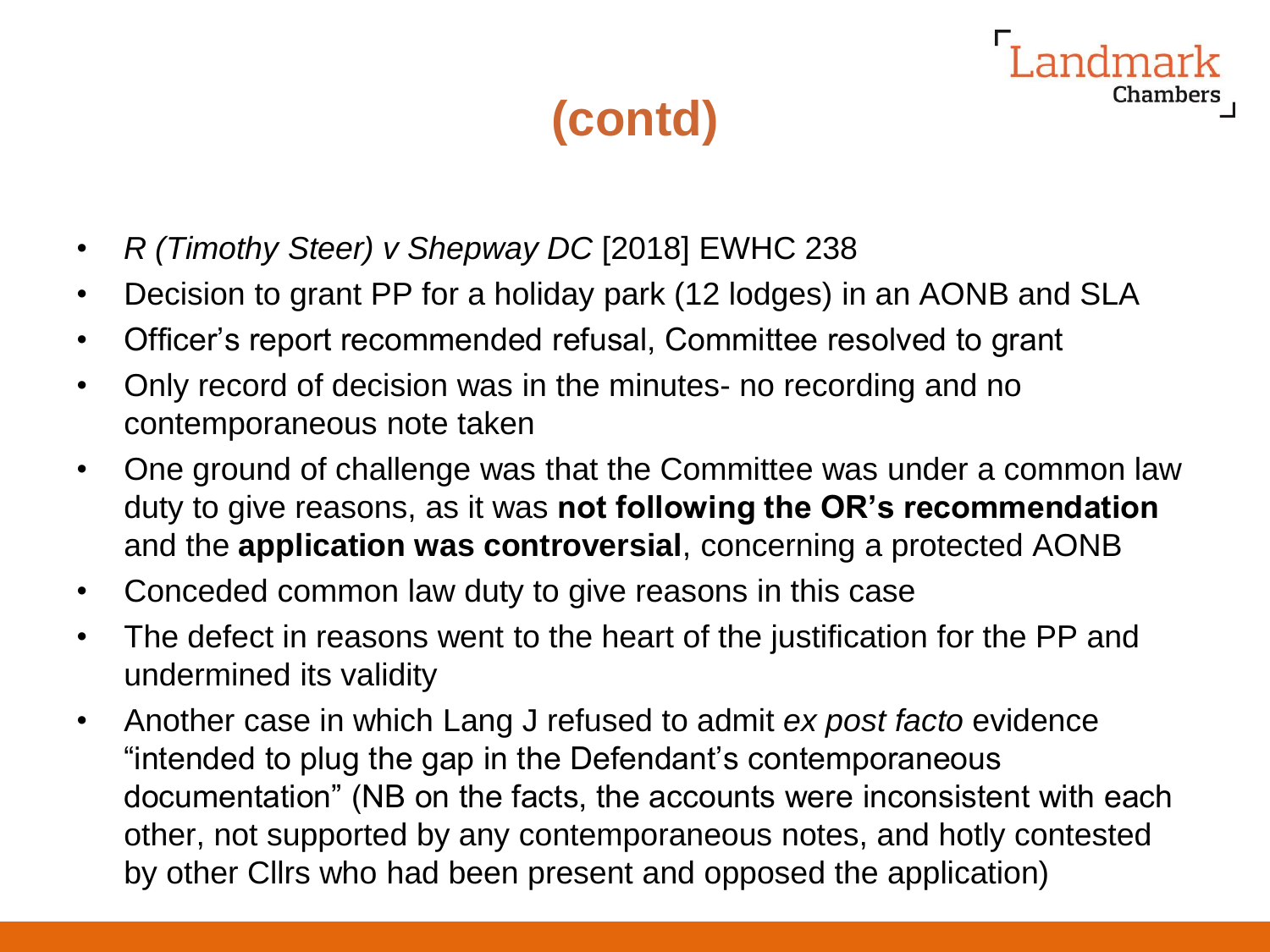# (contd)

- *R (Timothy Steer) v Shepway DC* [2018] EWHC 238
- Decision to grant PP for a holiday park (12 lodges) in an AONB and SLA
- Officer's report recommended refusal, Committee resolved to grant
- Only record of decision was in the minutes- no recording and no contemporaneous note taken
- One ground of challenge was that the Committee was under a common law duty to give reasons, as it was **not following the OR's recommendation** and the **application was controversial**, concerning a protected AONB
- Conceded common law duty to give reasons in this case
- The defect in reasons went to the heart of the justification for the PP and undermined its validity
- Another case in which Lang J refused to admit *ex post facto* evidence "intended to plug the gap in the Defendant's contemporaneous documentation" (NB on the facts, the accounts were inconsistent with each other, not supported by any contemporaneous notes, and hotly contested by other Cllrs who had been present and opposed the application)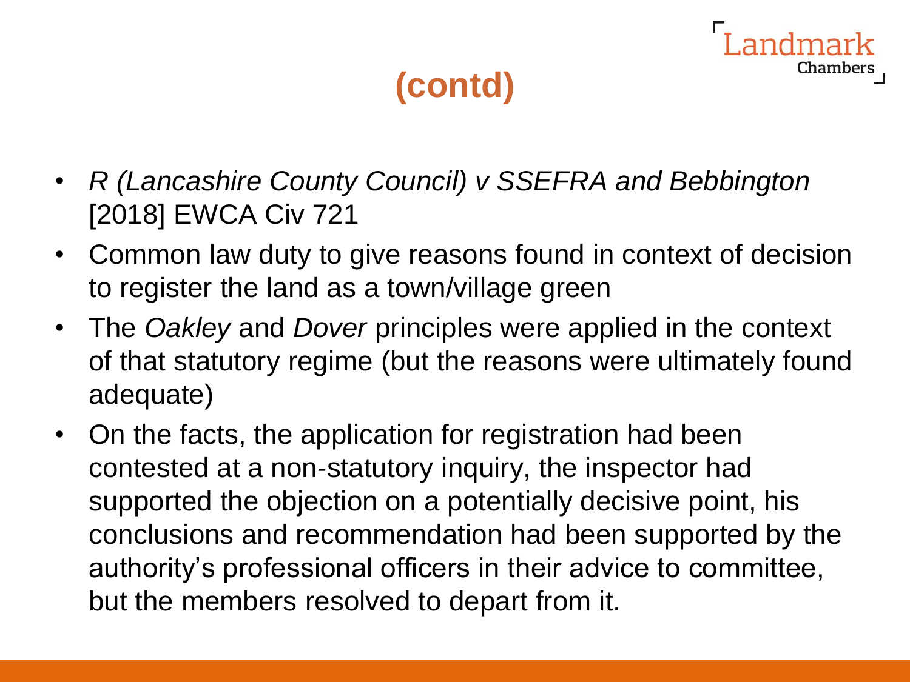# (contd)

- *R (Lancashire County Council) v SSEFRA and Bebbington* [2018] EWCA Civ 721
- Common law duty to give reasons found in context of decision to register the land as a town/village green
- The *Oakley* and *Dover* principles were applied in the context of that statutory regime (but the reasons were ultimately found adequate)
- On the facts, the application for registration had been contested at a non-statutory inquiry, the inspector had supported the objection on a potentially decisive point, his conclusions and recommendation had been supported by the authority's professional officers in their advice to committee, but the members resolved to depart from it.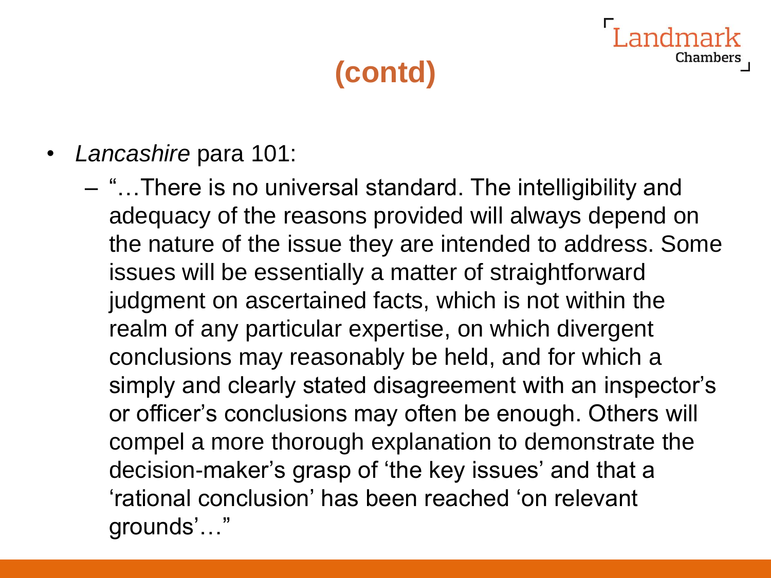# (contd)

- *Lancashire* para 101:
  - "…There is no universal standard. The intelligibility and adequacy of the reasons provided will always depend on the nature of the issue they are intended to address. Some issues will be essentially a matter of straightforward judgment on ascertained facts, which is not within the realm of any particular expertise, on which divergent conclusions may reasonably be held, and for which a simply and clearly stated disagreement with an inspector's or officer's conclusions may often be enough. Others will compel a more thorough explanation to demonstrate the decision-maker's grasp of 'the key issues' and that a 'rational conclusion' has been reached 'on relevant grounds'…"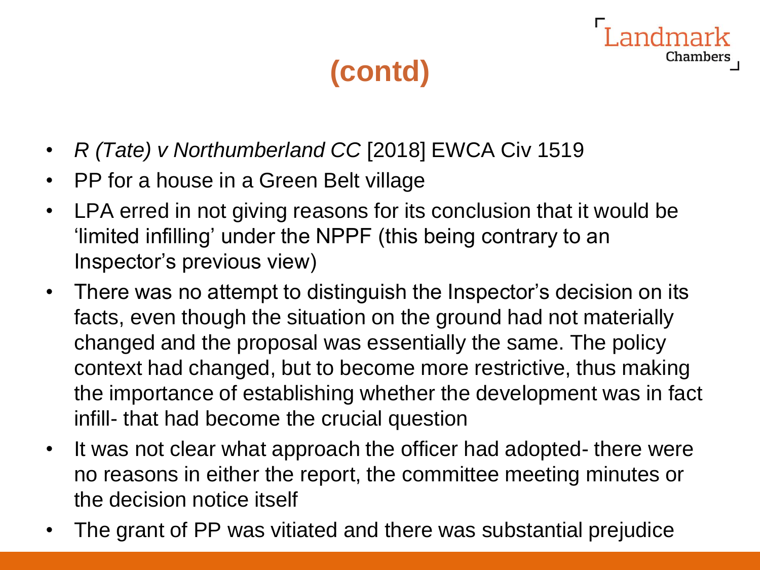# (contd)

- *R (Tate) v Northumberland CC* [2018] EWCA Civ 1519
- PP for a house in a Green Belt village
- LPA erred in not giving reasons for its conclusion that it would be 'limited infilling' under the NPPF (this being contrary to an Inspector's previous view)
- There was no attempt to distinguish the Inspector's decision on its facts, even though the situation on the ground had not materially changed and the proposal was essentially the same. The policy context had changed, but to become more restrictive, thus making the importance of establishing whether the development was in fact infill- that had become the crucial question
- It was not clear what approach the officer had adopted- there were no reasons in either the report, the committee meeting minutes or the decision notice itself
- The grant of PP was vitiated and there was substantial prejudice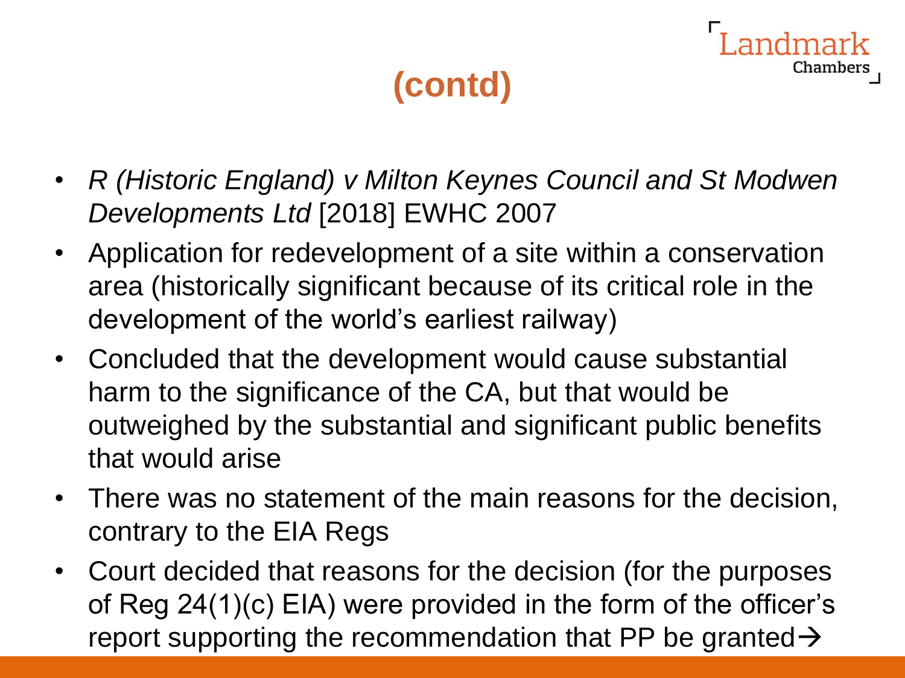# (contd)

- *R (Historic England) v Milton Keynes Council and St Modwen Developments Ltd* [2018] EWHC 2007
- Application for redevelopment of a site within a conservation area (historically significant because of its critical role in the development of the world's earliest railway)
- Concluded that the development would cause substantial harm to the significance of the CA, but that would be outweighed by the substantial and significant public benefits that would arise
- There was no statement of the main reasons for the decision, contrary to the EIA Regs
- Court decided that reasons for the decision (for the purposes of Reg 24(1)(c) EIA) were provided in the form of the officer's report supporting the recommendation that PP be granted→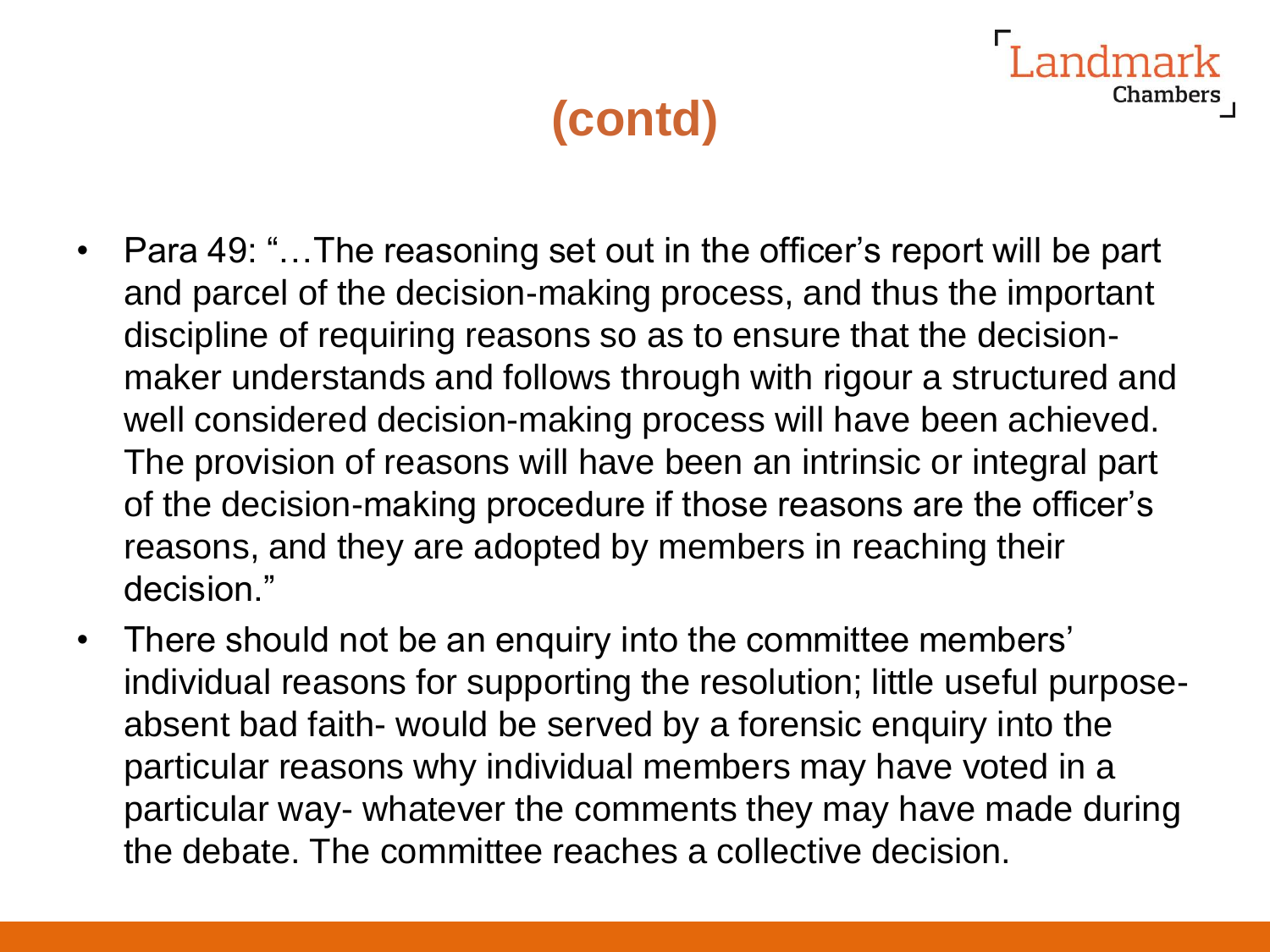# (contd)

- Para 49: "…The reasoning set out in the officer's report will be part and parcel of the decision-making process, and thus the important discipline of requiring reasons so as to ensure that the decision-maker understands and follows through with rigour a structured and well considered decision-making process will have been achieved. The provision of reasons will have been an intrinsic or integral part of the decision-making procedure if those reasons are the officer's reasons, and they are adopted by members in reaching their decision."
- There should not be an enquiry into the committee members' individual reasons for supporting the resolution; little useful purpose- absent bad faith- would be served by a forensic enquiry into the particular reasons why individual members may have voted in a particular way- whatever the comments they may have made during the debate. The committee reaches a collective decision.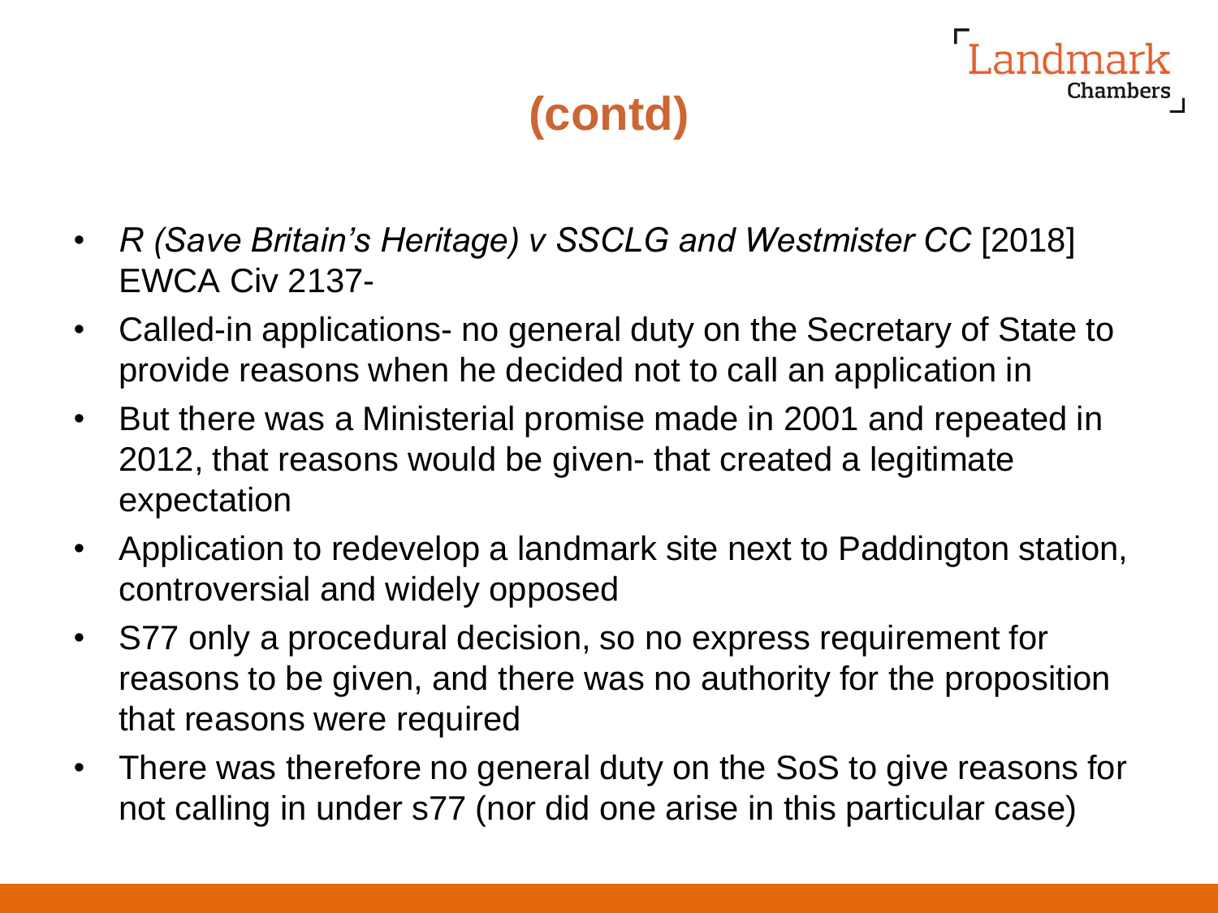# (contd)

- *R (Save Britain's Heritage) v SSCLG and Westmister CC* [2018] EWCA Civ 2137-
- Called-in applications- no general duty on the Secretary of State to provide reasons when he decided not to call an application in
- But there was a Ministerial promise made in 2001 and repeated in 2012, that reasons would be given- that created a legitimate expectation
- Application to redevelop a landmark site next to Paddington station, controversial and widely opposed
- S77 only a procedural decision, so no express requirement for reasons to be given, and there was no authority for the proposition that reasons were required
- There was therefore no general duty on the SoS to give reasons for not calling in under s77 (nor did one arise in this particular case)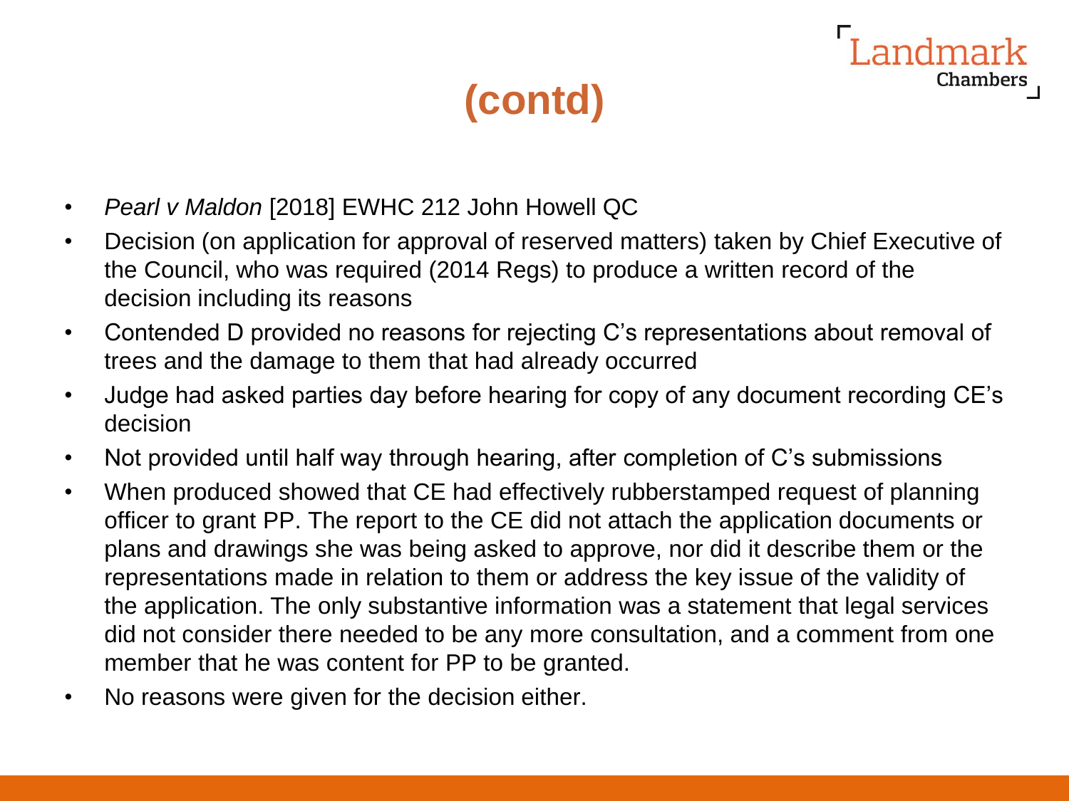# (contd)

- *Pearl v Maldon* [2018] EWHC 212 John Howell QC
- Decision (on application for approval of reserved matters) taken by Chief Executive of the Council, who was required (2014 Regs) to produce a written record of the decision including its reasons
- Contended D provided no reasons for rejecting C's representations about removal of trees and the damage to them that had already occurred
- Judge had asked parties day before hearing for copy of any document recording CE's decision
- Not provided until half way through hearing, after completion of C's submissions
- When produced showed that CE had effectively rubberstamped request of planning officer to grant PP. The report to the CE did not attach the application documents or plans and drawings she was being asked to approve, nor did it describe them or the representations made in relation to them or address the key issue of the validity of the application. The only substantive information was a statement that legal services did not consider there needed to be any more consultation, and a comment from one member that he was content for PP to be granted.
- No reasons were given for the decision either.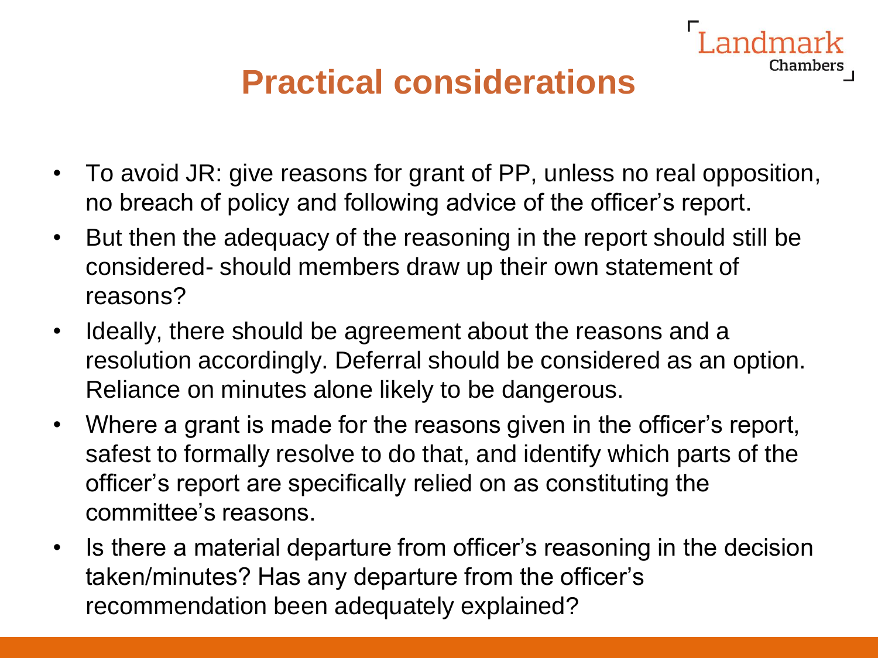# Practical considerations

- To avoid JR: give reasons for grant of PP, unless no real opposition, no breach of policy and following advice of the officer's report.
- But then the adequacy of the reasoning in the report should still be considered- should members draw up their own statement of reasons?
- Ideally, there should be agreement about the reasons and a resolution accordingly. Deferral should be considered as an option. Reliance on minutes alone likely to be dangerous.
- Where a grant is made for the reasons given in the officer's report, safest to formally resolve to do that, and identify which parts of the officer's report are specifically relied on as constituting the committee's reasons.
- Is there a material departure from officer's reasoning in the decision taken/minutes? Has any departure from the officer's recommendation been adequately explained?